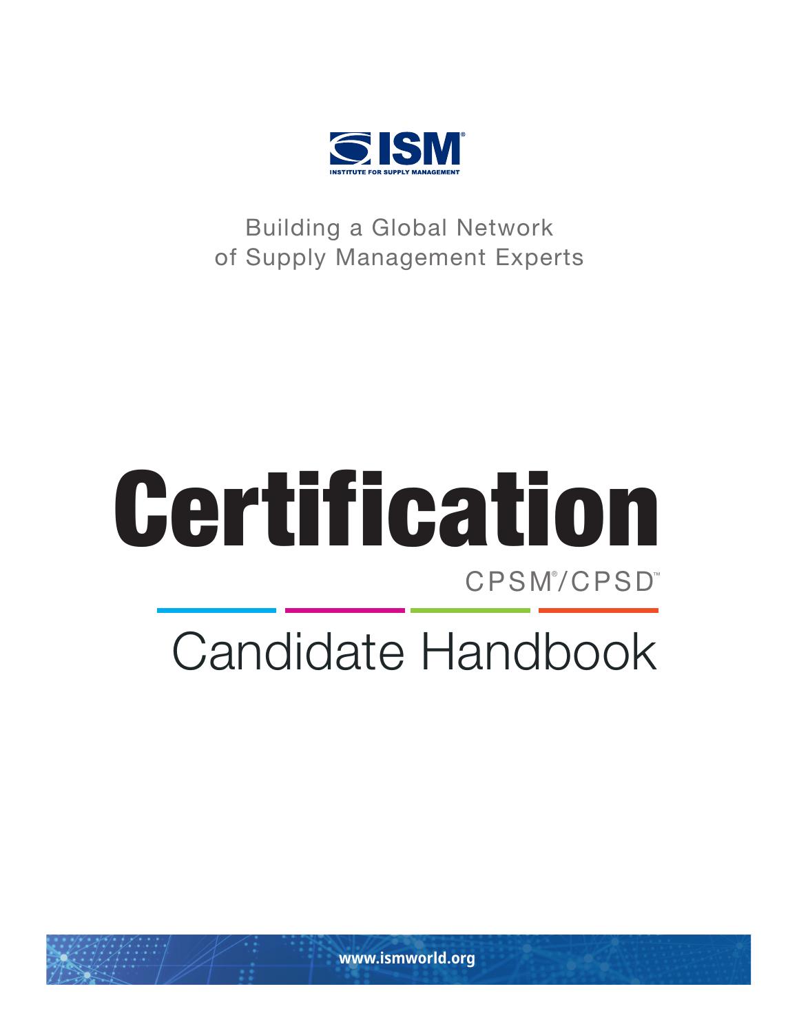ISM

INSTITUTE FOR SUPPLY MANAGEMENT

Building a Global Network of Supply Management Experts

# Certification

CPSM®/CPSD™

## Candidate Handbook

www.ismworld.org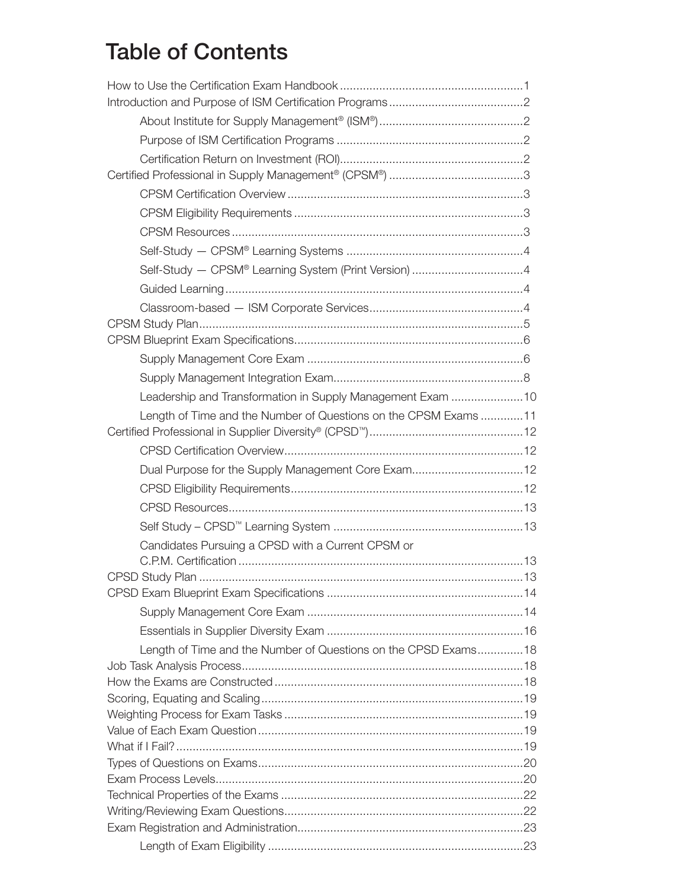# Table of Contents

- How to Use the Certification Exam Handbook........................................................1
- Introduction and Purpose of ISM Certification Programs.........................................2
  - About Institute for Supply Management® (ISM®)............................................2
  - Purpose of ISM Certification Programs .........................................................2
  - Certification Return on Investment (ROI)........................................................2
- Certified Professional in Supply Management® (CPSM®) .........................................3
  - CPSM Certification Overview ........................................................................3
  - CPSM Eligibility Requirements .....................................................................3
  - CPSM Resources ..........................................................................................3
  - Self-Study — CPSM® Learning Systems ......................................................4
  - Self-Study — CPSM® Learning System (Print Version) ..................................4
  - Guided Learning............................................................................................4
  - Classroom-based — ISM Corporate Services...............................................4
- CPSM Study Plan....................................................................................................5
- CPSM Blueprint Exam Specifications......................................................................6
  - Supply Management Core Exam ..................................................................6
  - Supply Management Integration Exam..........................................................8
  - Leadership and Transformation in Supply Management Exam ......................10
  - Length of Time and the Number of Questions on the CPSM Exams .............11
- Certified Professional in Supplier Diversity® (CPSD™)...............................................12
  - CPSD Certification Overview.........................................................................12
  - Dual Purpose for the Supply Management Core Exam..................................12
  - CPSD Eligibility Requirements.......................................................................12
  - CPSD Resources..........................................................................................13
  - Self Study – CPSD™ Learning System ..........................................................13
  - Candidates Pursuing a CPSD with a Current CPSM or C.P.M. Certification .......................................................................................13
- CPSD Study Plan ...................................................................................................13
- CPSD Exam Blueprint Exam Specifications ............................................................14
  - Supply Management Core Exam ..................................................................14
  - Essentials in Supplier Diversity Exam ............................................................16
  - Length of Time and the Number of Questions on the CPSD Exams..............18
- Job Task Analysis Process......................................................................................18
- How the Exams are Constructed ............................................................................18
- Scoring, Equating and Scaling................................................................................19
- Weighting Process for Exam Tasks .........................................................................19
- Value of Each Exam Question.................................................................................19
- What if I Fail?..........................................................................................................19
- Types of Questions on Exams.................................................................................20
- Exam Process Levels..............................................................................................20
- Technical Properties of the Exams ..........................................................................22
- Writing/Reviewing Exam Questions.........................................................................22
- Exam Registration and Administration.....................................................................23
  - Length of Exam Eligibility ..............................................................................23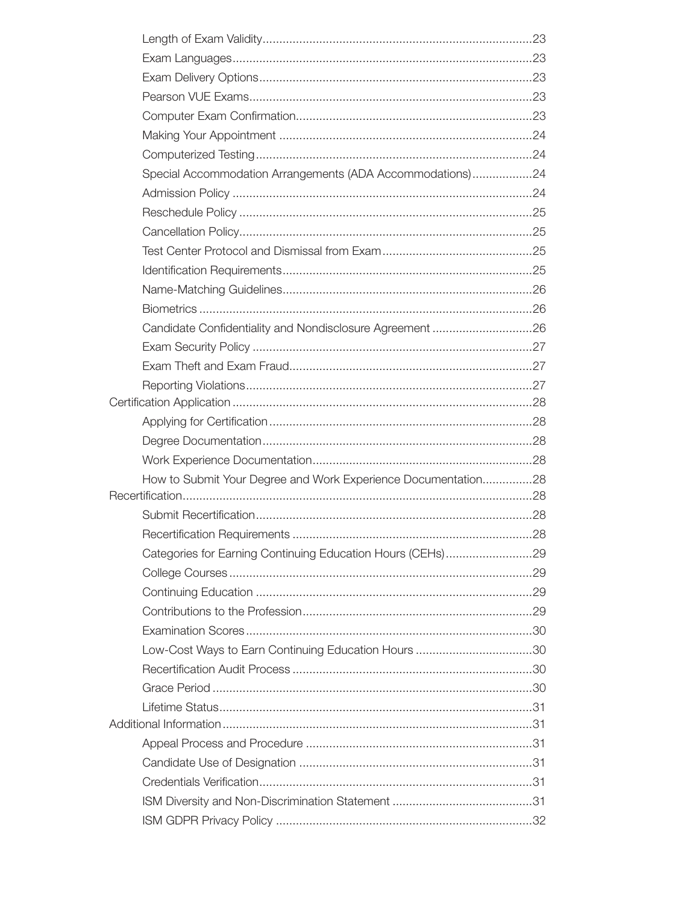- Length of Exam Validity....23
- Exam Languages....23
- Exam Delivery Options....23
- Pearson VUE Exams....23
- Computer Exam Confirmation....23
- Making Your Appointment....24
- Computerized Testing....24
- Special Accommodation Arrangements (ADA Accommodations)....24
- Admission Policy....24
- Reschedule Policy....25
- Cancellation Policy....25
- Test Center Protocol and Dismissal from Exam....25
- Identification Requirements....25
- Name-Matching Guidelines....26
- Biometrics....26
- Candidate Confidentiality and Nondisclosure Agreement....26
- Exam Security Policy....27
- Exam Theft and Exam Fraud....27
- Reporting Violations....27

Certification Application....28

- Applying for Certification....28
- Degree Documentation....28
- Work Experience Documentation....28
- How to Submit Your Degree and Work Experience Documentation....28

Recertification....28

- Submit Recertification....28
- Recertification Requirements....28
- Categories for Earning Continuing Education Hours (CEHs)....29
- College Courses....29
- Continuing Education....29
- Contributions to the Profession....29
- Examination Scores....30
- Low-Cost Ways to Earn Continuing Education Hours....30
- Recertification Audit Process....30
- Grace Period....30
- Lifetime Status....31

Additional Information....31

- Appeal Process and Procedure....31
- Candidate Use of Designation....31
- Credentials Verification....31
- ISM Diversity and Non-Discrimination Statement....31
- ISM GDPR Privacy Policy....32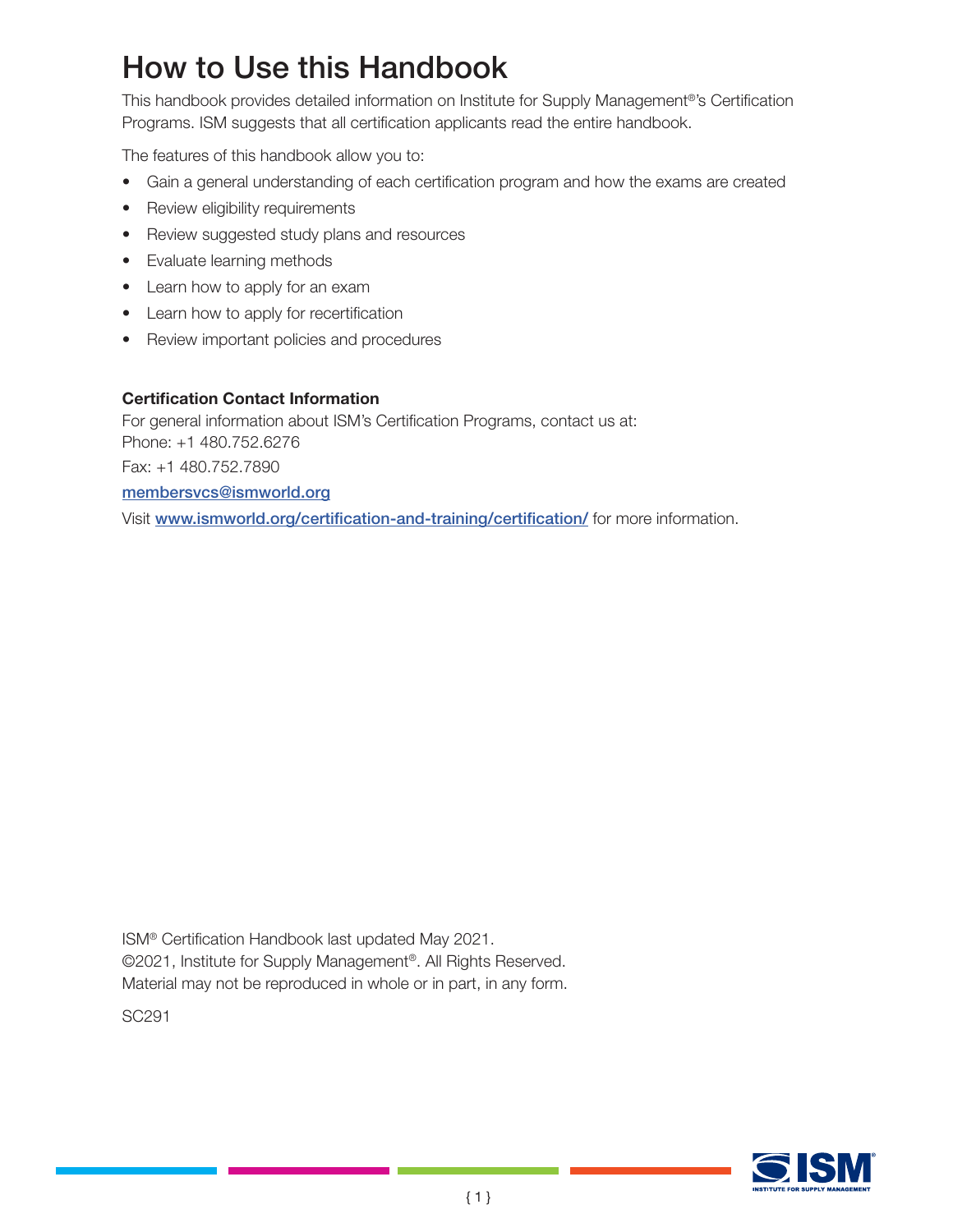# How to Use this Handbook

This handbook provides detailed information on Institute for Supply Management®'s Certification Programs. ISM suggests that all certification applicants read the entire handbook.

The features of this handbook allow you to:

- Gain a general understanding of each certification program and how the exams are created
- Review eligibility requirements
- Review suggested study plans and resources
- Evaluate learning methods
- Learn how to apply for an exam
- Learn how to apply for recertification
- Review important policies and procedures

**Certification Contact Information**

For general information about ISM's Certification Programs, contact us at:
Phone: +1 480.752.6276

Fax: +1 480.752.7890

membersvcs@ismworld.org

Visit www.ismworld.org/certification-and-training/certification/ for more information.

ISM® Certification Handbook last updated May 2021.
©2021, Institute for Supply Management®. All Rights Reserved.
Material may not be reproduced in whole or in part, in any form.

SC291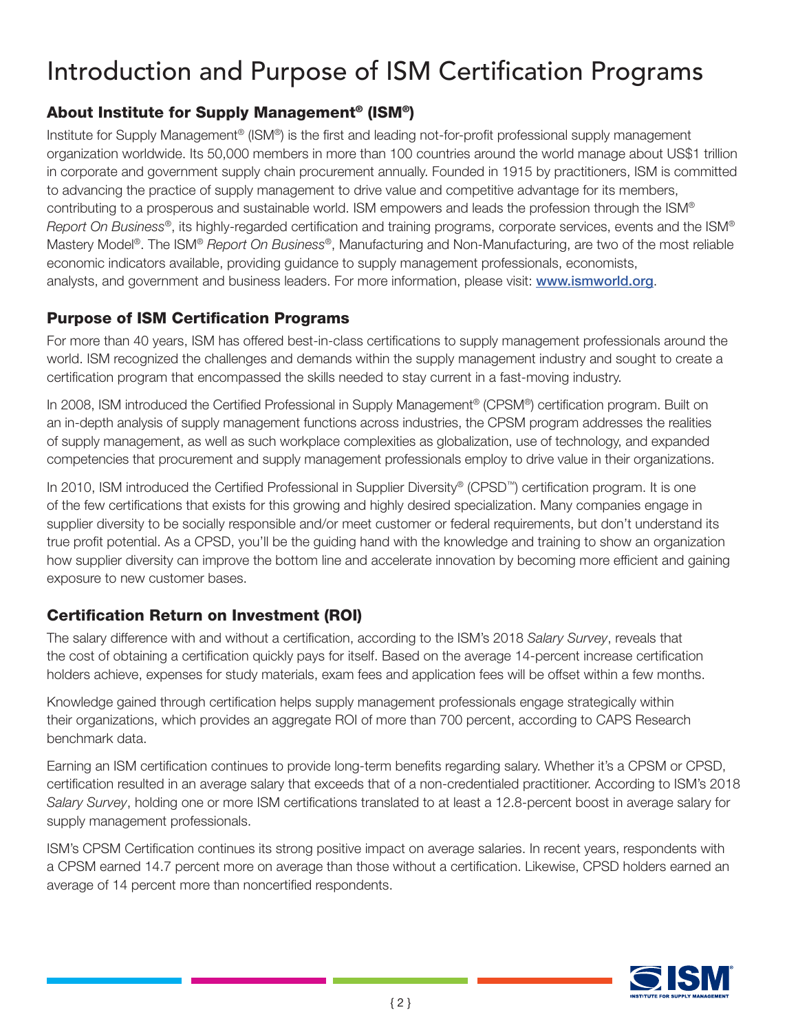# Introduction and Purpose of ISM Certification Programs

## About Institute for Supply Management® (ISM®)

Institute for Supply Management® (ISM®) is the first and leading not-for-profit professional supply management organization worldwide. Its 50,000 members in more than 100 countries around the world manage about US$1 trillion in corporate and government supply chain procurement annually. Founded in 1915 by practitioners, ISM is committed to advancing the practice of supply management to drive value and competitive advantage for its members, contributing to a prosperous and sustainable world. ISM empowers and leads the profession through the ISM® *Report On Business*®, its highly-regarded certification and training programs, corporate services, events and the ISM® Mastery Model®. The ISM® *Report On Business*®, Manufacturing and Non-Manufacturing, are two of the most reliable economic indicators available, providing guidance to supply management professionals, economists, analysts, and government and business leaders. For more information, please visit: **www.ismworld.org**.

## Purpose of ISM Certification Programs

For more than 40 years, ISM has offered best-in-class certifications to supply management professionals around the world. ISM recognized the challenges and demands within the supply management industry and sought to create a certification program that encompassed the skills needed to stay current in a fast-moving industry.

In 2008, ISM introduced the Certified Professional in Supply Management® (CPSM®) certification program. Built on an in-depth analysis of supply management functions across industries, the CPSM program addresses the realities of supply management, as well as such workplace complexities as globalization, use of technology, and expanded competencies that procurement and supply management professionals employ to drive value in their organizations.

In 2010, ISM introduced the Certified Professional in Supplier Diversity® (CPSD™) certification program. It is one of the few certifications that exists for this growing and highly desired specialization. Many companies engage in supplier diversity to be socially responsible and/or meet customer or federal requirements, but don't understand its true profit potential. As a CPSD, you'll be the guiding hand with the knowledge and training to show an organization how supplier diversity can improve the bottom line and accelerate innovation by becoming more efficient and gaining exposure to new customer bases.

## Certification Return on Investment (ROI)

The salary difference with and without a certification, according to the ISM's 2018 *Salary Survey*, reveals that the cost of obtaining a certification quickly pays for itself. Based on the average 14-percent increase certification holders achieve, expenses for study materials, exam fees and application fees will be offset within a few months.

Knowledge gained through certification helps supply management professionals engage strategically within their organizations, which provides an aggregate ROI of more than 700 percent, according to CAPS Research benchmark data.

Earning an ISM certification continues to provide long-term benefits regarding salary. Whether it's a CPSM or CPSD, certification resulted in an average salary that exceeds that of a non-credentialed practitioner. According to ISM's 2018 *Salary Survey*, holding one or more ISM certifications translated to at least a 12.8-percent boost in average salary for supply management professionals.

ISM's CPSM Certification continues its strong positive impact on average salaries. In recent years, respondents with a CPSM earned 14.7 percent more on average than those without a certification. Likewise, CPSD holders earned an average of 14 percent more than noncertified respondents.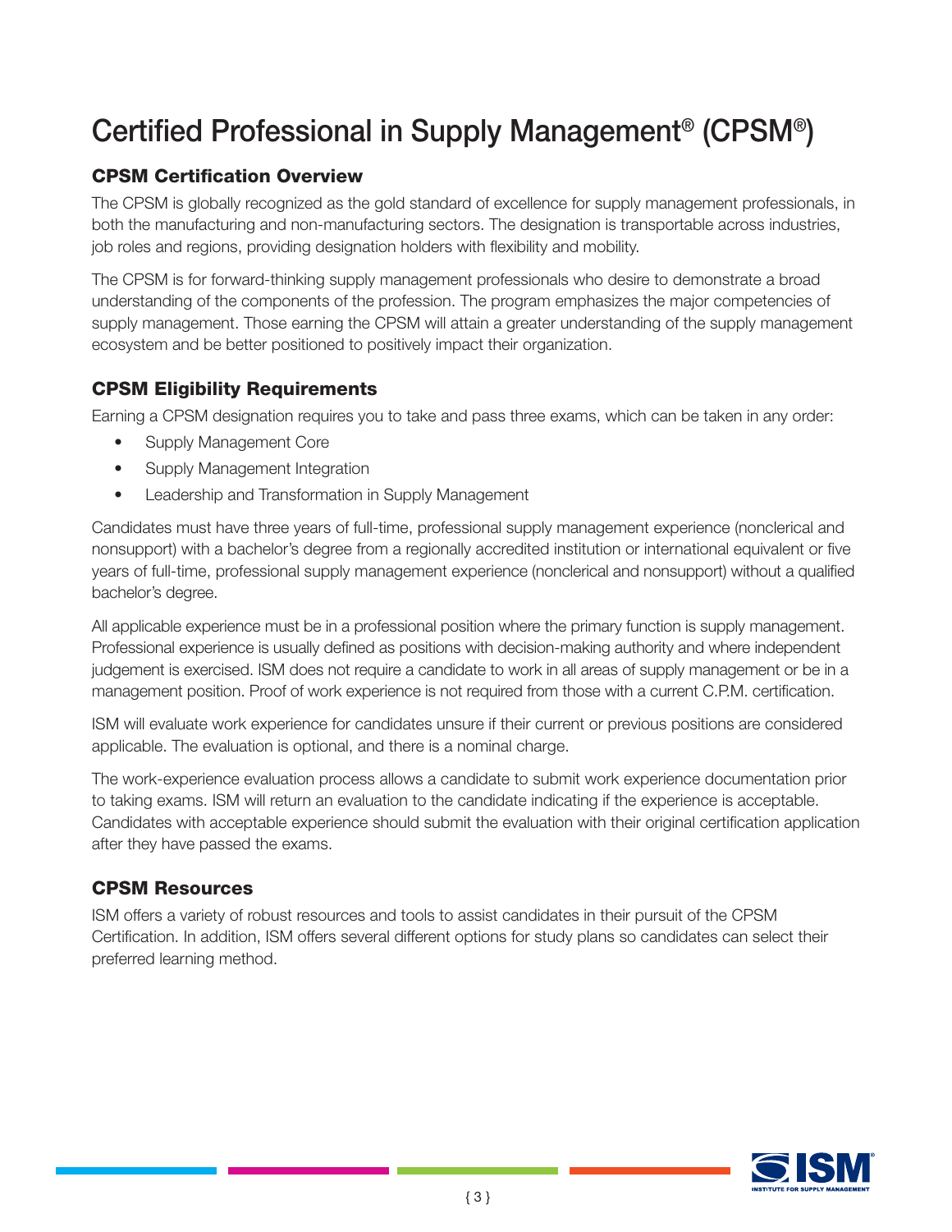# Certified Professional in Supply Management® (CPSM®)

## CPSM Certification Overview

The CPSM is globally recognized as the gold standard of excellence for supply management professionals, in both the manufacturing and non-manufacturing sectors. The designation is transportable across industries, job roles and regions, providing designation holders with flexibility and mobility.

The CPSM is for forward-thinking supply management professionals who desire to demonstrate a broad understanding of the components of the profession. The program emphasizes the major competencies of supply management. Those earning the CPSM will attain a greater understanding of the supply management ecosystem and be better positioned to positively impact their organization.

## CPSM Eligibility Requirements

Earning a CPSM designation requires you to take and pass three exams, which can be taken in any order:

- Supply Management Core
- Supply Management Integration
- Leadership and Transformation in Supply Management

Candidates must have three years of full-time, professional supply management experience (nonclerical and nonsupport) with a bachelor's degree from a regionally accredited institution or international equivalent or five years of full-time, professional supply management experience (nonclerical and nonsupport) without a qualified bachelor's degree.

All applicable experience must be in a professional position where the primary function is supply management. Professional experience is usually defined as positions with decision-making authority and where independent judgement is exercised. ISM does not require a candidate to work in all areas of supply management or be in a management position. Proof of work experience is not required from those with a current C.P.M. certification.

ISM will evaluate work experience for candidates unsure if their current or previous positions are considered applicable. The evaluation is optional, and there is a nominal charge.

The work-experience evaluation process allows a candidate to submit work experience documentation prior to taking exams. ISM will return an evaluation to the candidate indicating if the experience is acceptable. Candidates with acceptable experience should submit the evaluation with their original certification application after they have passed the exams.

## CPSM Resources

ISM offers a variety of robust resources and tools to assist candidates in their pursuit of the CPSM Certification. In addition, ISM offers several different options for study plans so candidates can select their preferred learning method.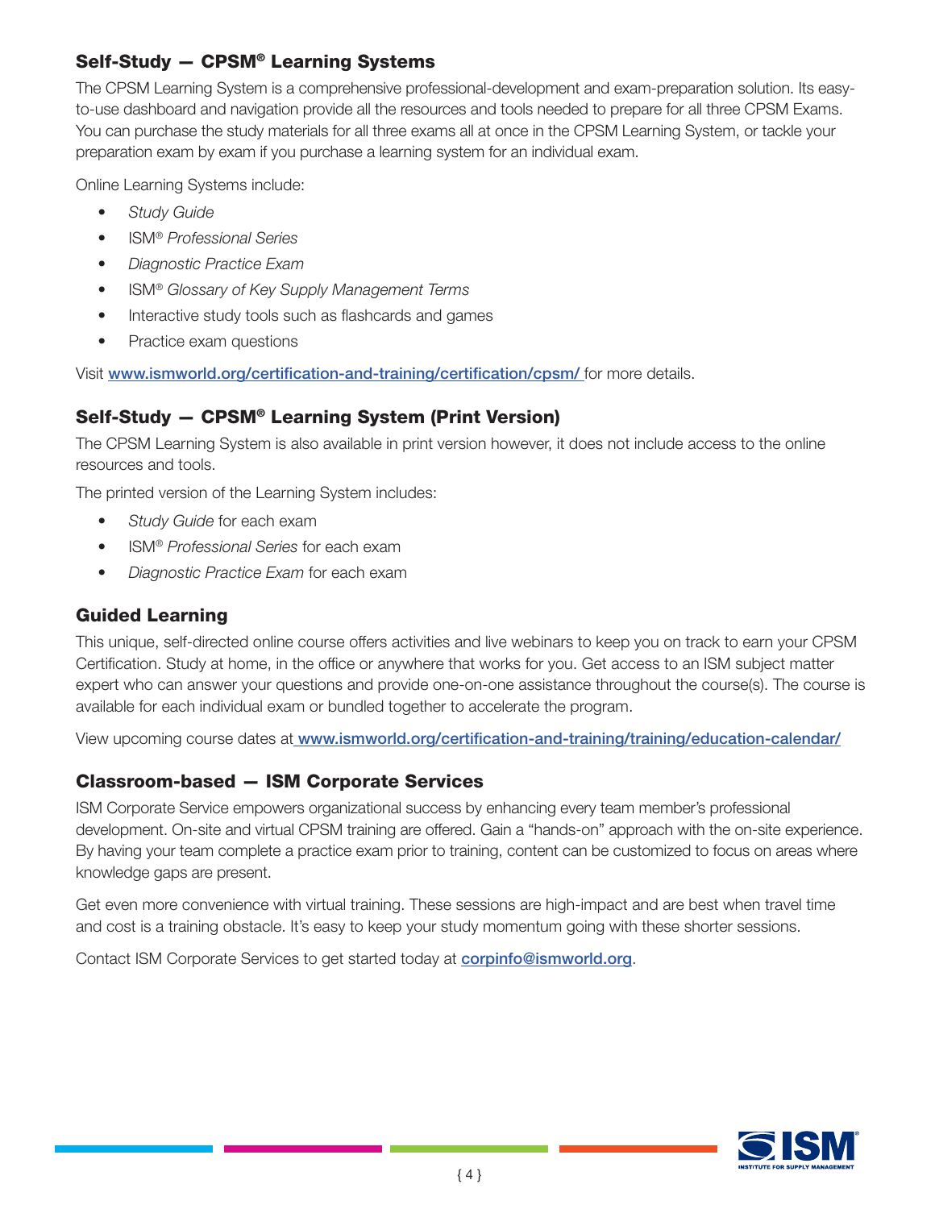### Self-Study — CPSM® Learning Systems

The CPSM Learning System is a comprehensive professional-development and exam-preparation solution. Its easy-to-use dashboard and navigation provide all the resources and tools needed to prepare for all three CPSM Exams. You can purchase the study materials for all three exams all at once in the CPSM Learning System, or tackle your preparation exam by exam if you purchase a learning system for an individual exam.

Online Learning Systems include:

- *Study Guide*
- ISM® *Professional Series*
- *Diagnostic Practice Exam*
- ISM® *Glossary of Key Supply Management Terms*
- Interactive study tools such as flashcards and games
- Practice exam questions

Visit [www.ismworld.org/certification-and-training/certification/cpsm/](www.ismworld.org/certification-and-training/certification/cpsm/) for more details.

### Self-Study — CPSM® Learning System (Print Version)

The CPSM Learning System is also available in print version however, it does not include access to the online resources and tools.

The printed version of the Learning System includes:

- *Study Guide* for each exam
- ISM® *Professional Series* for each exam
- *Diagnostic Practice Exam* for each exam

### Guided Learning

This unique, self-directed online course offers activities and live webinars to keep you on track to earn your CPSM Certification. Study at home, in the office or anywhere that works for you. Get access to an ISM subject matter expert who can answer your questions and provide one-on-one assistance throughout the course(s). The course is available for each individual exam or bundled together to accelerate the program.

View upcoming course dates at [www.ismworld.org/certification-and-training/training/education-calendar/](www.ismworld.org/certification-and-training/training/education-calendar/)

### Classroom-based — ISM Corporate Services

ISM Corporate Service empowers organizational success by enhancing every team member's professional development. On-site and virtual CPSM training are offered. Gain a "hands-on" approach with the on-site experience. By having your team complete a practice exam prior to training, content can be customized to focus on areas where knowledge gaps are present.

Get even more convenience with virtual training. These sessions are high-impact and are best when travel time and cost is a training obstacle. It's easy to keep your study momentum going with these shorter sessions.

Contact ISM Corporate Services to get started today at [corpinfo@ismworld.org](mailto:corpinfo@ismworld.org).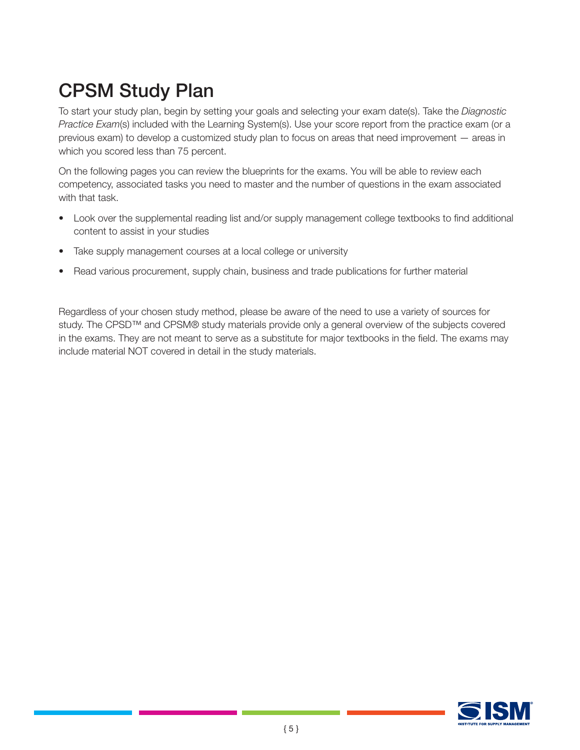# CPSM Study Plan

To start your study plan, begin by setting your goals and selecting your exam date(s). Take the *Diagnostic Practice Exam*(s) included with the Learning System(s). Use your score report from the practice exam (or a previous exam) to develop a customized study plan to focus on areas that need improvement — areas in which you scored less than 75 percent.

On the following pages you can review the blueprints for the exams. You will be able to review each competency, associated tasks you need to master and the number of questions in the exam associated with that task.

- Look over the supplemental reading list and/or supply management college textbooks to find additional content to assist in your studies
- Take supply management courses at a local college or university
- Read various procurement, supply chain, business and trade publications for further material

Regardless of your chosen study method, please be aware of the need to use a variety of sources for study. The CPSD™ and CPSM® study materials provide only a general overview of the subjects covered in the exams. They are not meant to serve as a substitute for major textbooks in the field. The exams may include material NOT covered in detail in the study materials.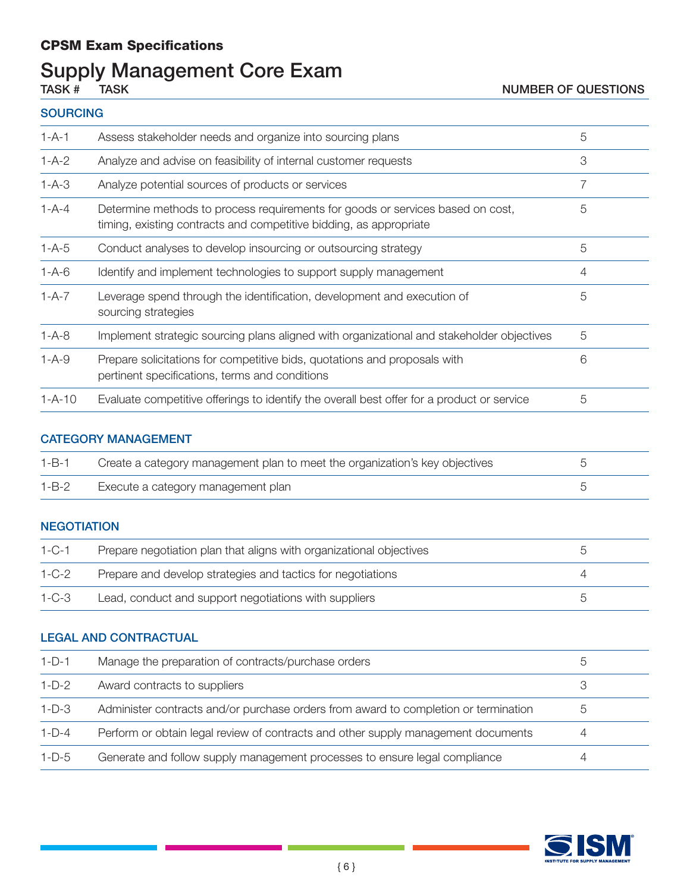# CPSM Exam Specifications

## Supply Management Core Exam

| TASK # | TASK | NUMBER OF QUESTIONS |
|---|---|---|
| **SOURCING** | | |
| 1-A-1 | Assess stakeholder needs and organize into sourcing plans | 5 |
| 1-A-2 | Analyze and advise on feasibility of internal customer requests | 3 |
| 1-A-3 | Analyze potential sources of products or services | 7 |
| 1-A-4 | Determine methods to process requirements for goods or services based on cost, timing, existing contracts and competitive bidding, as appropriate | 5 |
| 1-A-5 | Conduct analyses to develop insourcing or outsourcing strategy | 5 |
| 1-A-6 | Identify and implement technologies to support supply management | 4 |
| 1-A-7 | Leverage spend through the identification, development and execution of sourcing strategies | 5 |
| 1-A-8 | Implement strategic sourcing plans aligned with organizational and stakeholder objectives | 5 |
| 1-A-9 | Prepare solicitations for competitive bids, quotations and proposals with pertinent specifications, terms and conditions | 6 |
| 1-A-10 | Evaluate competitive offerings to identify the overall best offer for a product or service | 5 |
| **CATEGORY MANAGEMENT** | | |
| 1-B-1 | Create a category management plan to meet the organization's key objectives | 5 |
| 1-B-2 | Execute a category management plan | 5 |
| **NEGOTIATION** | | |
| 1-C-1 | Prepare negotiation plan that aligns with organizational objectives | 5 |
| 1-C-2 | Prepare and develop strategies and tactics for negotiations | 4 |
| 1-C-3 | Lead, conduct and support negotiations with suppliers | 5 |
| **LEGAL AND CONTRACTUAL** | | |
| 1-D-1 | Manage the preparation of contracts/purchase orders | 5 |
| 1-D-2 | Award contracts to suppliers | 3 |
| 1-D-3 | Administer contracts and/or purchase orders from award to completion or termination | 5 |
| 1-D-4 | Perform or obtain legal review of contracts and other supply management documents | 4 |
| 1-D-5 | Generate and follow supply management processes to ensure legal compliance | 4 |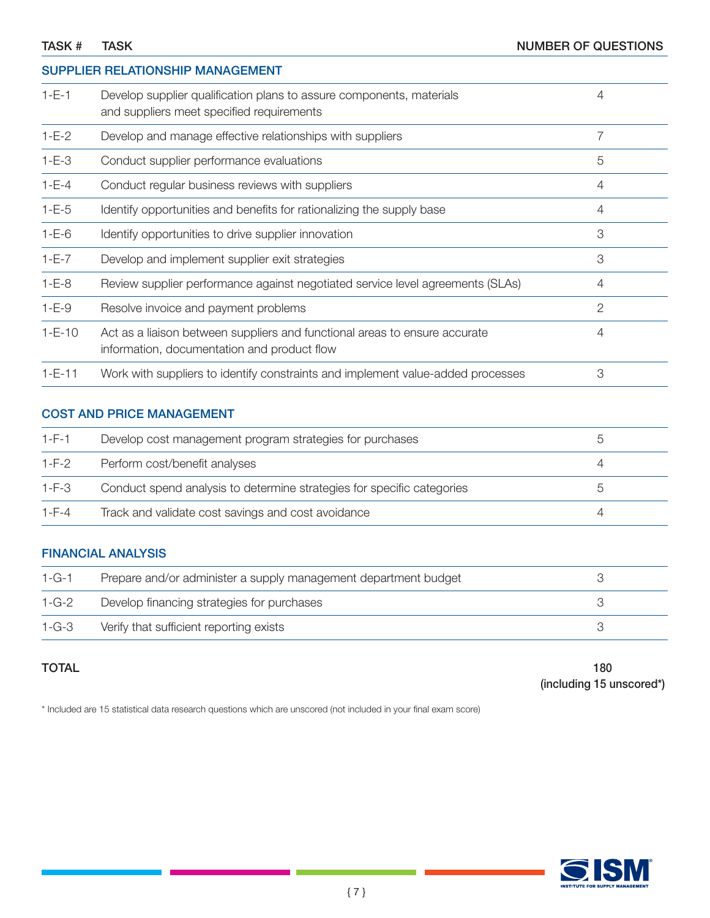| TASK # | TASK | NUMBER OF QUESTIONS |
|---|---|---|
| **SUPPLIER RELATIONSHIP MANAGEMENT** | | |
| 1-E-1 | Develop supplier qualification plans to assure components, materials and suppliers meet specified requirements | 4 |
| 1-E-2 | Develop and manage effective relationships with suppliers | 7 |
| 1-E-3 | Conduct supplier performance evaluations | 5 |
| 1-E-4 | Conduct regular business reviews with suppliers | 4 |
| 1-E-5 | Identify opportunities and benefits for rationalizing the supply base | 4 |
| 1-E-6 | Identify opportunities to drive supplier innovation | 3 |
| 1-E-7 | Develop and implement supplier exit strategies | 3 |
| 1-E-8 | Review supplier performance against negotiated service level agreements (SLAs) | 4 |
| 1-E-9 | Resolve invoice and payment problems | 2 |
| 1-E-10 | Act as a liaison between suppliers and functional areas to ensure accurate information, documentation and product flow | 4 |
| 1-E-11 | Work with suppliers to identify constraints and implement value-added processes | 3 |
| **COST AND PRICE MANAGEMENT** | | |
| 1-F-1 | Develop cost management program strategies for purchases | 5 |
| 1-F-2 | Perform cost/benefit analyses | 4 |
| 1-F-3 | Conduct spend analysis to determine strategies for specific categories | 5 |
| 1-F-4 | Track and validate cost savings and cost avoidance | 4 |
| **FINANCIAL ANALYSIS** | | |
| 1-G-1 | Prepare and/or administer a supply management department budget | 3 |
| 1-G-2 | Develop financing strategies for purchases | 3 |
| 1-G-3 | Verify that sufficient reporting exists | 3 |
| **TOTAL** | | **180 (including 15 unscored*)** |

* Included are 15 statistical data research questions which are unscored (not included in your final exam score)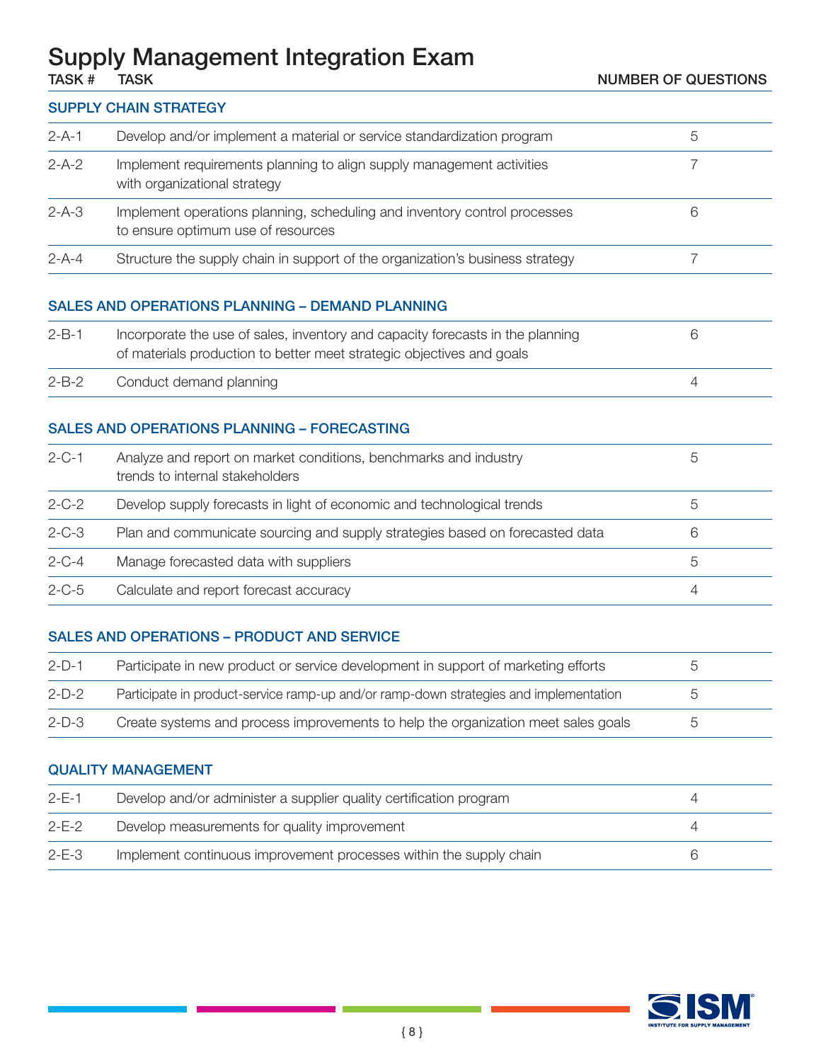# Supply Management Integration Exam

| TASK # | TASK | NUMBER OF QUESTIONS |
|---|---|---|
| **SUPPLY CHAIN STRATEGY** | | |
| 2-A-1 | Develop and/or implement a material or service standardization program | 5 |
| 2-A-2 | Implement requirements planning to align supply management activities with organizational strategy | 7 |
| 2-A-3 | Implement operations planning, scheduling and inventory control processes to ensure optimum use of resources | 6 |
| 2-A-4 | Structure the supply chain in support of the organization's business strategy | 7 |
| **SALES AND OPERATIONS PLANNING – DEMAND PLANNING** | | |
| 2-B-1 | Incorporate the use of sales, inventory and capacity forecasts in the planning of materials production to better meet strategic objectives and goals | 6 |
| 2-B-2 | Conduct demand planning | 4 |
| **SALES AND OPERATIONS PLANNING – FORECASTING** | | |
| 2-C-1 | Analyze and report on market conditions, benchmarks and industry trends to internal stakeholders | 5 |
| 2-C-2 | Develop supply forecasts in light of economic and technological trends | 5 |
| 2-C-3 | Plan and communicate sourcing and supply strategies based on forecasted data | 6 |
| 2-C-4 | Manage forecasted data with suppliers | 5 |
| 2-C-5 | Calculate and report forecast accuracy | 4 |
| **SALES AND OPERATIONS – PRODUCT AND SERVICE** | | |
| 2-D-1 | Participate in new product or service development in support of marketing efforts | 5 |
| 2-D-2 | Participate in product-service ramp-up and/or ramp-down strategies and implementation | 5 |
| 2-D-3 | Create systems and process improvements to help the organization meet sales goals | 5 |
| **QUALITY MANAGEMENT** | | |
| 2-E-1 | Develop and/or administer a supplier quality certification program | 4 |
| 2-E-2 | Develop measurements for quality improvement | 4 |
| 2-E-3 | Implement continuous improvement processes within the supply chain | 6 |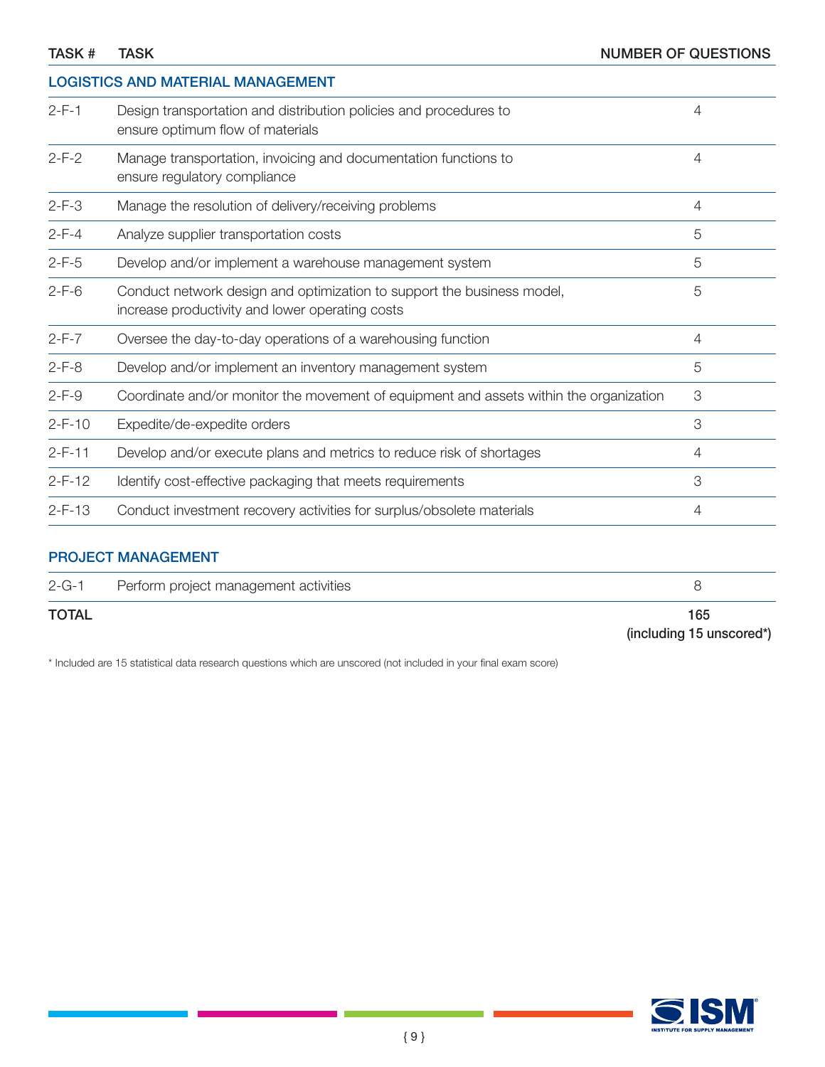| TASK # | TASK | NUMBER OF QUESTIONS |
|---|---|---|
| **LOGISTICS AND MATERIAL MANAGEMENT** | | |
| 2-F-1 | Design transportation and distribution policies and procedures to ensure optimum flow of materials | 4 |
| 2-F-2 | Manage transportation, invoicing and documentation functions to ensure regulatory compliance | 4 |
| 2-F-3 | Manage the resolution of delivery/receiving problems | 4 |
| 2-F-4 | Analyze supplier transportation costs | 5 |
| 2-F-5 | Develop and/or implement a warehouse management system | 5 |
| 2-F-6 | Conduct network design and optimization to support the business model, increase productivity and lower operating costs | 5 |
| 2-F-7 | Oversee the day-to-day operations of a warehousing function | 4 |
| 2-F-8 | Develop and/or implement an inventory management system | 5 |
| 2-F-9 | Coordinate and/or monitor the movement of equipment and assets within the organization | 3 |
| 2-F-10 | Expedite/de-expedite orders | 3 |
| 2-F-11 | Develop and/or execute plans and metrics to reduce risk of shortages | 4 |
| 2-F-12 | Identify cost-effective packaging that meets requirements | 3 |
| 2-F-13 | Conduct investment recovery activities for surplus/obsolete materials | 4 |
| **PROJECT MANAGEMENT** | | |
| 2-G-1 | Perform project management activities | 8 |
| **TOTAL** | | **165 (including 15 unscored*)** |

\* Included are 15 statistical data research questions which are unscored (not included in your final exam score)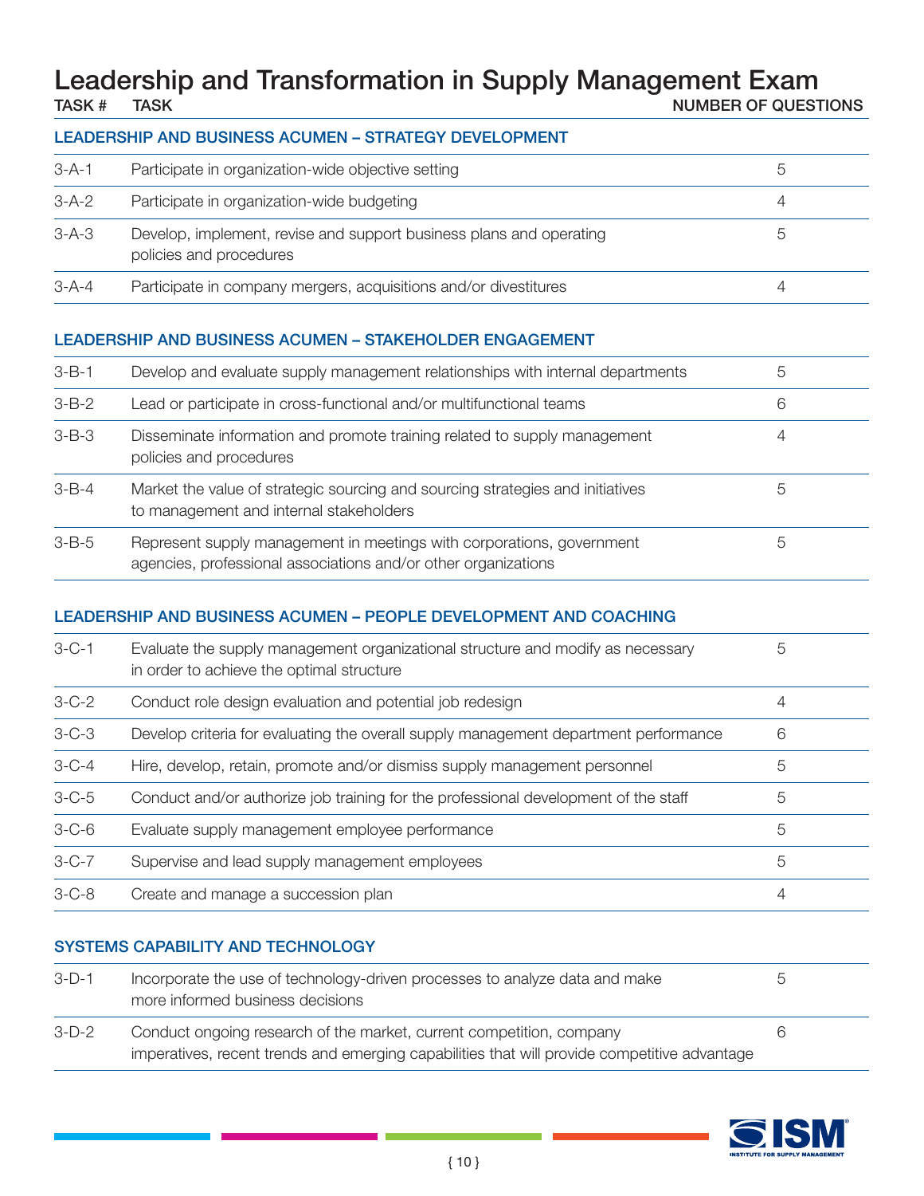# Leadership and Transformation in Supply Management Exam

| TASK # | TASK | NUMBER OF QUESTIONS |
|---|---|---|
| **LEADERSHIP AND BUSINESS ACUMEN – STRATEGY DEVELOPMENT** | | |
| 3-A-1 | Participate in organization-wide objective setting | 5 |
| 3-A-2 | Participate in organization-wide budgeting | 4 |
| 3-A-3 | Develop, implement, revise and support business plans and operating policies and procedures | 5 |
| 3-A-4 | Participate in company mergers, acquisitions and/or divestitures | 4 |
| **LEADERSHIP AND BUSINESS ACUMEN – STAKEHOLDER ENGAGEMENT** | | |
| 3-B-1 | Develop and evaluate supply management relationships with internal departments | 5 |
| 3-B-2 | Lead or participate in cross-functional and/or multifunctional teams | 6 |
| 3-B-3 | Disseminate information and promote training related to supply management policies and procedures | 4 |
| 3-B-4 | Market the value of strategic sourcing and sourcing strategies and initiatives to management and internal stakeholders | 5 |
| 3-B-5 | Represent supply management in meetings with corporations, government agencies, professional associations and/or other organizations | 5 |
| **LEADERSHIP AND BUSINESS ACUMEN – PEOPLE DEVELOPMENT AND COACHING** | | |
| 3-C-1 | Evaluate the supply management organizational structure and modify as necessary in order to achieve the optimal structure | 5 |
| 3-C-2 | Conduct role design evaluation and potential job redesign | 4 |
| 3-C-3 | Develop criteria for evaluating the overall supply management department performance | 6 |
| 3-C-4 | Hire, develop, retain, promote and/or dismiss supply management personnel | 5 |
| 3-C-5 | Conduct and/or authorize job training for the professional development of the staff | 5 |
| 3-C-6 | Evaluate supply management employee performance | 5 |
| 3-C-7 | Supervise and lead supply management employees | 5 |
| 3-C-8 | Create and manage a succession plan | 4 |
| **SYSTEMS CAPABILITY AND TECHNOLOGY** | | |
| 3-D-1 | Incorporate the use of technology-driven processes to analyze data and make more informed business decisions | 5 |
| 3-D-2 | Conduct ongoing research of the market, current competition, company imperatives, recent trends and emerging capabilities that will provide competitive advantage | 6 |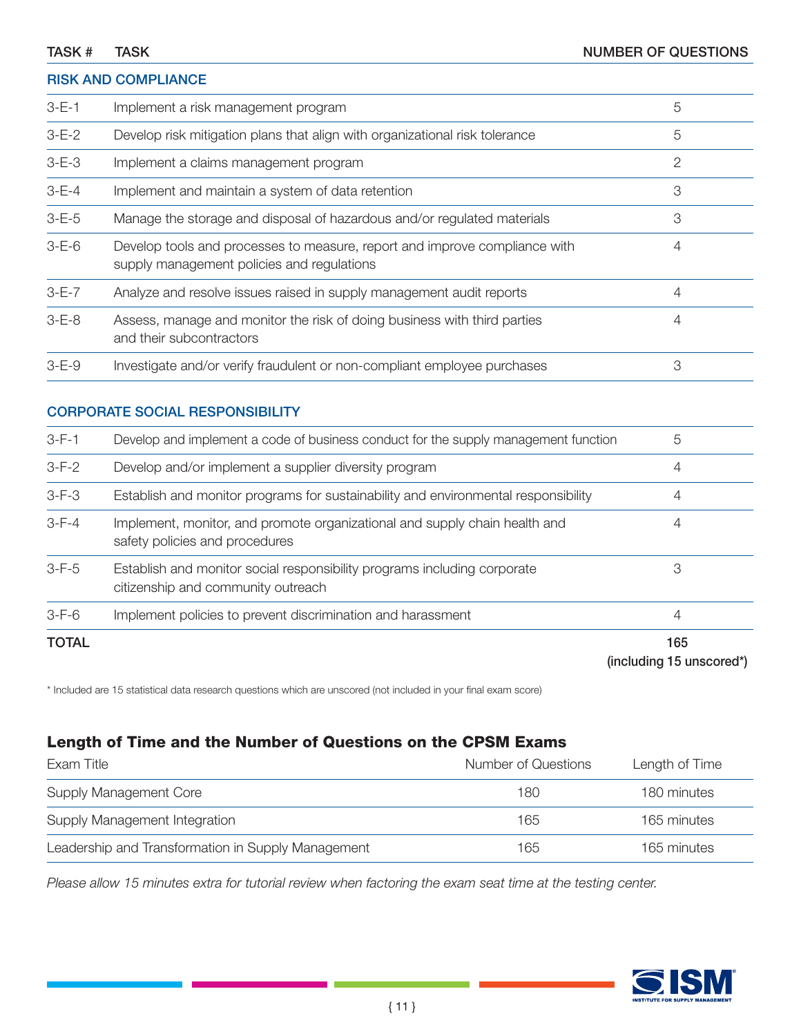| TASK # | TASK | NUMBER OF QUESTIONS |
|---|---|---|
| **RISK AND COMPLIANCE** | | |
| 3-E-1 | Implement a risk management program | 5 |
| 3-E-2 | Develop risk mitigation plans that align with organizational risk tolerance | 5 |
| 3-E-3 | Implement a claims management program | 2 |
| 3-E-4 | Implement and maintain a system of data retention | 3 |
| 3-E-5 | Manage the storage and disposal of hazardous and/or regulated materials | 3 |
| 3-E-6 | Develop tools and processes to measure, report and improve compliance with supply management policies and regulations | 4 |
| 3-E-7 | Analyze and resolve issues raised in supply management audit reports | 4 |
| 3-E-8 | Assess, manage and monitor the risk of doing business with third parties and their subcontractors | 4 |
| 3-E-9 | Investigate and/or verify fraudulent or non-compliant employee purchases | 3 |
| **CORPORATE SOCIAL RESPONSIBILITY** | | |
| 3-F-1 | Develop and implement a code of business conduct for the supply management function | 5 |
| 3-F-2 | Develop and/or implement a supplier diversity program | 4 |
| 3-F-3 | Establish and monitor programs for sustainability and environmental responsibility | 4 |
| 3-F-4 | Implement, monitor, and promote organizational and supply chain health and safety policies and procedures | 4 |
| 3-F-5 | Establish and monitor social responsibility programs including corporate citizenship and community outreach | 3 |
| 3-F-6 | Implement policies to prevent discrimination and harassment | 4 |
| **TOTAL** | | **165 (including 15 unscored*)** |

* Included are 15 statistical data research questions which are unscored (not included in your final exam score)

## Length of Time and the Number of Questions on the CPSM Exams

| Exam Title | Number of Questions | Length of Time |
|---|---|---|
| Supply Management Core | 180 | 180 minutes |
| Supply Management Integration | 165 | 165 minutes |
| Leadership and Transformation in Supply Management | 165 | 165 minutes |

*Please allow 15 minutes extra for tutorial review when factoring the exam seat time at the testing center.*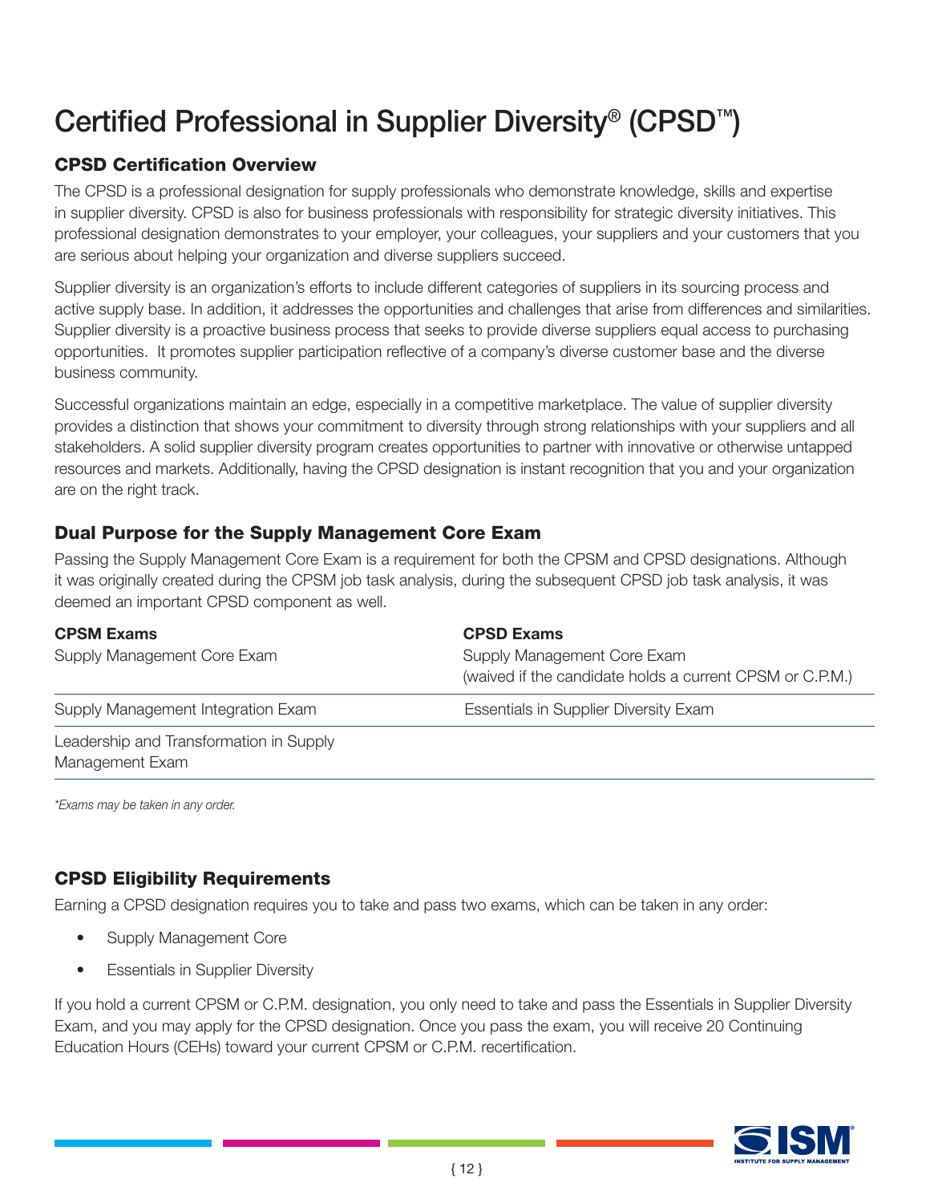# Certified Professional in Supplier Diversity® (CPSD™)

## CPSD Certification Overview

The CPSD is a professional designation for supply professionals who demonstrate knowledge, skills and expertise in supplier diversity. CPSD is also for business professionals with responsibility for strategic diversity initiatives. This professional designation demonstrates to your employer, your colleagues, your suppliers and your customers that you are serious about helping your organization and diverse suppliers succeed.

Supplier diversity is an organization's efforts to include different categories of suppliers in its sourcing process and active supply base. In addition, it addresses the opportunities and challenges that arise from differences and similarities. Supplier diversity is a proactive business process that seeks to provide diverse suppliers equal access to purchasing opportunities. It promotes supplier participation reflective of a company's diverse customer base and the diverse business community.

Successful organizations maintain an edge, especially in a competitive marketplace. The value of supplier diversity provides a distinction that shows your commitment to diversity through strong relationships with your suppliers and all stakeholders. A solid supplier diversity program creates opportunities to partner with innovative or otherwise untapped resources and markets. Additionally, having the CPSD designation is instant recognition that you and your organization are on the right track.

## Dual Purpose for the Supply Management Core Exam

Passing the Supply Management Core Exam is a requirement for both the CPSM and CPSD designations. Although it was originally created during the CPSM job task analysis, during the subsequent CPSD job task analysis, it was deemed an important CPSD component as well.

| **CPSM Exams** | **CPSD Exams** |
|---|---|
| Supply Management Core Exam | Supply Management Core Exam (waived if the candidate holds a current CPSM or C.P.M.) |
| Supply Management Integration Exam | Essentials in Supplier Diversity Exam |
| Leadership and Transformation in Supply Management Exam | |

*\*Exams may be taken in any order.*

## CPSD Eligibility Requirements

Earning a CPSD designation requires you to take and pass two exams, which can be taken in any order:

- Supply Management Core
- Essentials in Supplier Diversity

If you hold a current CPSM or C.P.M. designation, you only need to take and pass the Essentials in Supplier Diversity Exam, and you may apply for the CPSD designation. Once you pass the exam, you will receive 20 Continuing Education Hours (CEHs) toward your current CPSM or C.P.M. recertification.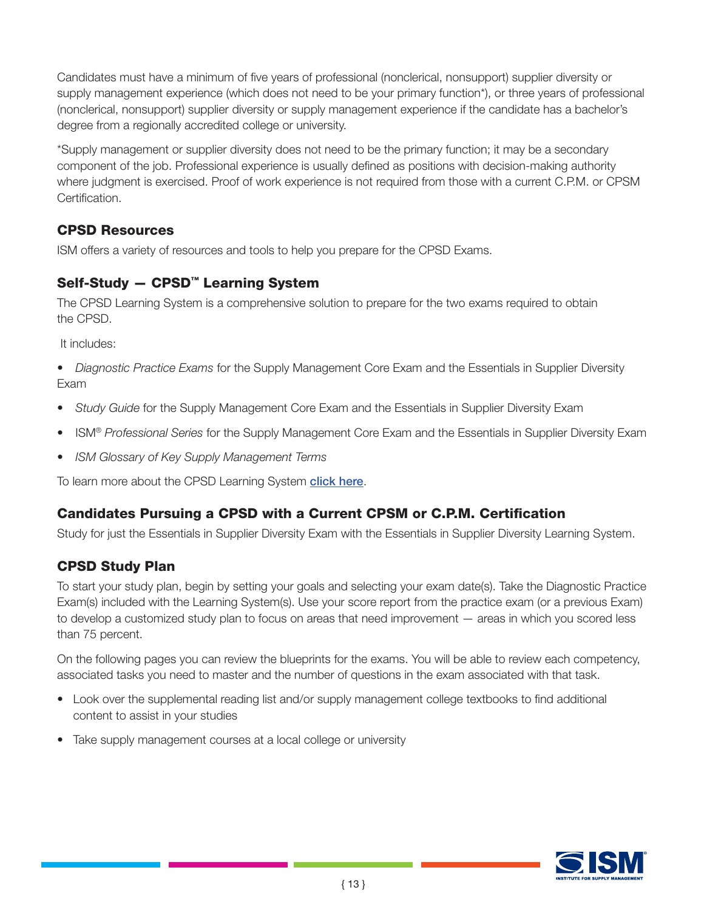Candidates must have a minimum of five years of professional (nonclerical, nonsupport) supplier diversity or supply management experience (which does not need to be your primary function*), or three years of professional (nonclerical, nonsupport) supplier diversity or supply management experience if the candidate has a bachelor's degree from a regionally accredited college or university.

*Supply management or supplier diversity does not need to be the primary function; it may be a secondary component of the job. Professional experience is usually defined as positions with decision-making authority where judgment is exercised. Proof of work experience is not required from those with a current C.P.M. or CPSM Certification.

## CPSD Resources

ISM offers a variety of resources and tools to help you prepare for the CPSD Exams.

## Self-Study — CPSD™ Learning System

The CPSD Learning System is a comprehensive solution to prepare for the two exams required to obtain the CPSD.

It includes:

- *Diagnostic Practice Exams* for the Supply Management Core Exam and the Essentials in Supplier Diversity Exam
- *Study Guide* for the Supply Management Core Exam and the Essentials in Supplier Diversity Exam
- ISM® *Professional Series* for the Supply Management Core Exam and the Essentials in Supplier Diversity Exam
- *ISM Glossary of Key Supply Management Terms*

To learn more about the CPSD Learning System **click here**.

## Candidates Pursuing a CPSD with a Current CPSM or C.P.M. Certification

Study for just the Essentials in Supplier Diversity Exam with the Essentials in Supplier Diversity Learning System.

## CPSD Study Plan

To start your study plan, begin by setting your goals and selecting your exam date(s). Take the Diagnostic Practice Exam(s) included with the Learning System(s). Use your score report from the practice exam (or a previous Exam) to develop a customized study plan to focus on areas that need improvement — areas in which you scored less than 75 percent.

On the following pages you can review the blueprints for the exams. You will be able to review each competency, associated tasks you need to master and the number of questions in the exam associated with that task.

- Look over the supplemental reading list and/or supply management college textbooks to find additional content to assist in your studies
- Take supply management courses at a local college or university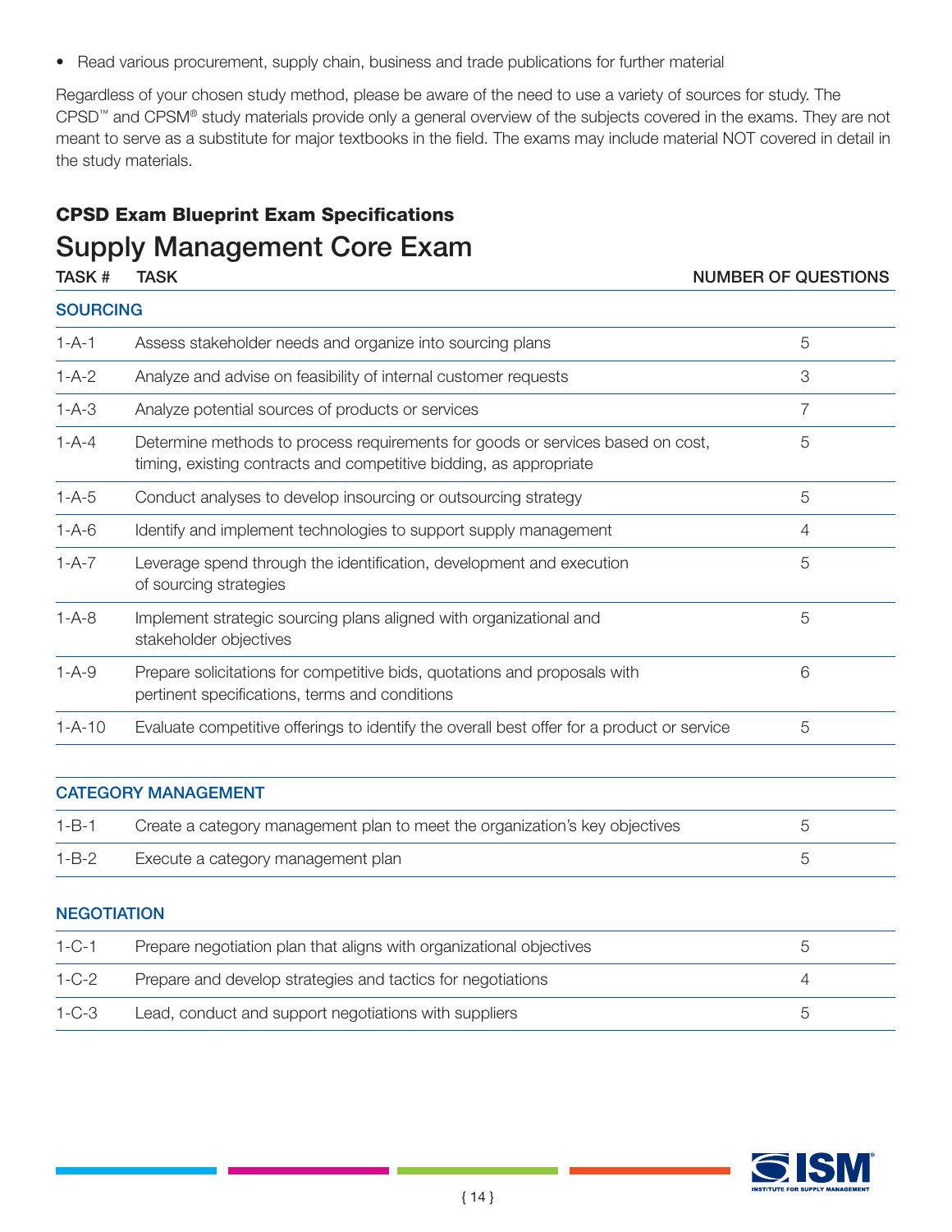- Read various procurement, supply chain, business and trade publications for further material

Regardless of your chosen study method, please be aware of the need to use a variety of sources for study. The CPSD™ and CPSM® study materials provide only a general overview of the subjects covered in the exams. They are not meant to serve as a substitute for major textbooks in the field. The exams may include material NOT covered in detail in the study materials.

### CPSD Exam Blueprint Exam Specifications

## Supply Management Core Exam

| TASK # | TASK | NUMBER OF QUESTIONS |
|---|---|---|
| **SOURCING** | | |
| 1-A-1 | Assess stakeholder needs and organize into sourcing plans | 5 |
| 1-A-2 | Analyze and advise on feasibility of internal customer requests | 3 |
| 1-A-3 | Analyze potential sources of products or services | 7 |
| 1-A-4 | Determine methods to process requirements for goods or services based on cost, timing, existing contracts and competitive bidding, as appropriate | 5 |
| 1-A-5 | Conduct analyses to develop insourcing or outsourcing strategy | 5 |
| 1-A-6 | Identify and implement technologies to support supply management | 4 |
| 1-A-7 | Leverage spend through the identification, development and execution of sourcing strategies | 5 |
| 1-A-8 | Implement strategic sourcing plans aligned with organizational and stakeholder objectives | 5 |
| 1-A-9 | Prepare solicitations for competitive bids, quotations and proposals with pertinent specifications, terms and conditions | 6 |
| 1-A-10 | Evaluate competitive offerings to identify the overall best offer for a product or service | 5 |
| **CATEGORY MANAGEMENT** | | |
| 1-B-1 | Create a category management plan to meet the organization's key objectives | 5 |
| 1-B-2 | Execute a category management plan | 5 |
| **NEGOTIATION** | | |
| 1-C-1 | Prepare negotiation plan that aligns with organizational objectives | 5 |
| 1-C-2 | Prepare and develop strategies and tactics for negotiations | 4 |
| 1-C-3 | Lead, conduct and support negotiations with suppliers | 5 |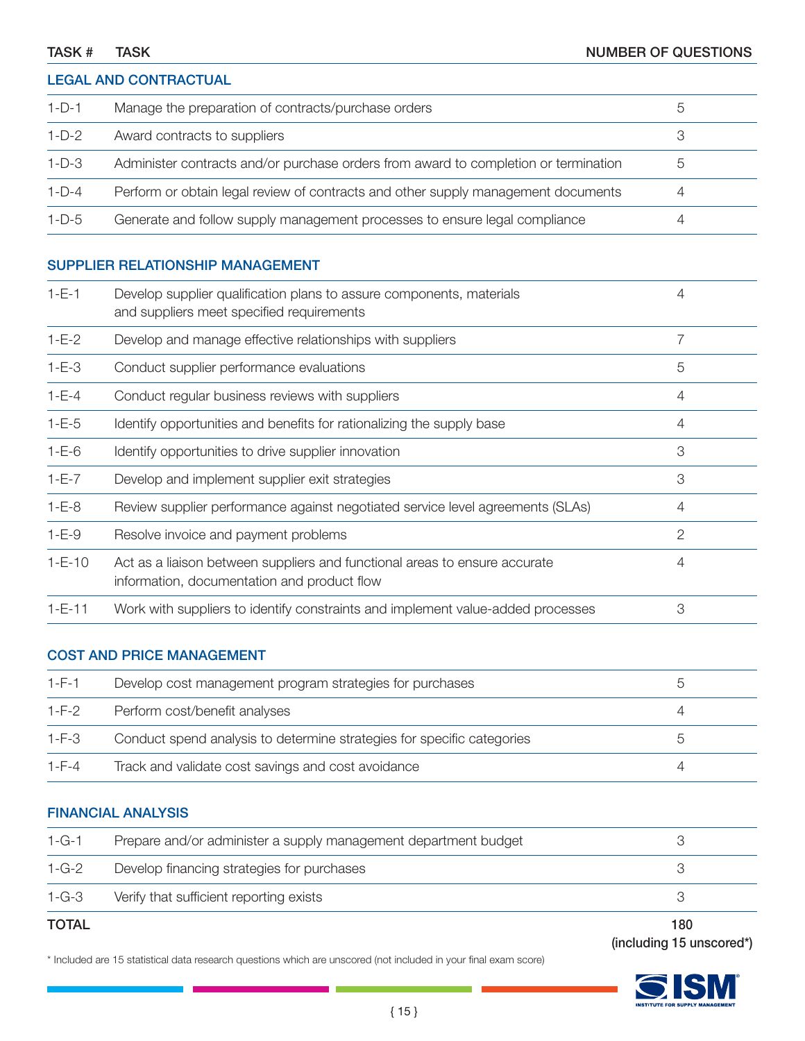| TASK # | TASK | NUMBER OF QUESTIONS |
|---|---|---|
| **LEGAL AND CONTRACTUAL** | | |
| 1-D-1 | Manage the preparation of contracts/purchase orders | 5 |
| 1-D-2 | Award contracts to suppliers | 3 |
| 1-D-3 | Administer contracts and/or purchase orders from award to completion or termination | 5 |
| 1-D-4 | Perform or obtain legal review of contracts and other supply management documents | 4 |
| 1-D-5 | Generate and follow supply management processes to ensure legal compliance | 4 |
| **SUPPLIER RELATIONSHIP MANAGEMENT** | | |
| 1-E-1 | Develop supplier qualification plans to assure components, materials and suppliers meet specified requirements | 4 |
| 1-E-2 | Develop and manage effective relationships with suppliers | 7 |
| 1-E-3 | Conduct supplier performance evaluations | 5 |
| 1-E-4 | Conduct regular business reviews with suppliers | 4 |
| 1-E-5 | Identify opportunities and benefits for rationalizing the supply base | 4 |
| 1-E-6 | Identify opportunities to drive supplier innovation | 3 |
| 1-E-7 | Develop and implement supplier exit strategies | 3 |
| 1-E-8 | Review supplier performance against negotiated service level agreements (SLAs) | 4 |
| 1-E-9 | Resolve invoice and payment problems | 2 |
| 1-E-10 | Act as a liaison between suppliers and functional areas to ensure accurate information, documentation and product flow | 4 |
| 1-E-11 | Work with suppliers to identify constraints and implement value-added processes | 3 |
| **COST AND PRICE MANAGEMENT** | | |
| 1-F-1 | Develop cost management program strategies for purchases | 5 |
| 1-F-2 | Perform cost/benefit analyses | 4 |
| 1-F-3 | Conduct spend analysis to determine strategies for specific categories | 5 |
| 1-F-4 | Track and validate cost savings and cost avoidance | 4 |
| **FINANCIAL ANALYSIS** | | |
| 1-G-1 | Prepare and/or administer a supply management department budget | 3 |
| 1-G-2 | Develop financing strategies for purchases | 3 |
| 1-G-3 | Verify that sufficient reporting exists | 3 |
| **TOTAL** | | **180 (including 15 unscored*)** |

\* Included are 15 statistical data research questions which are unscored (not included in your final exam score)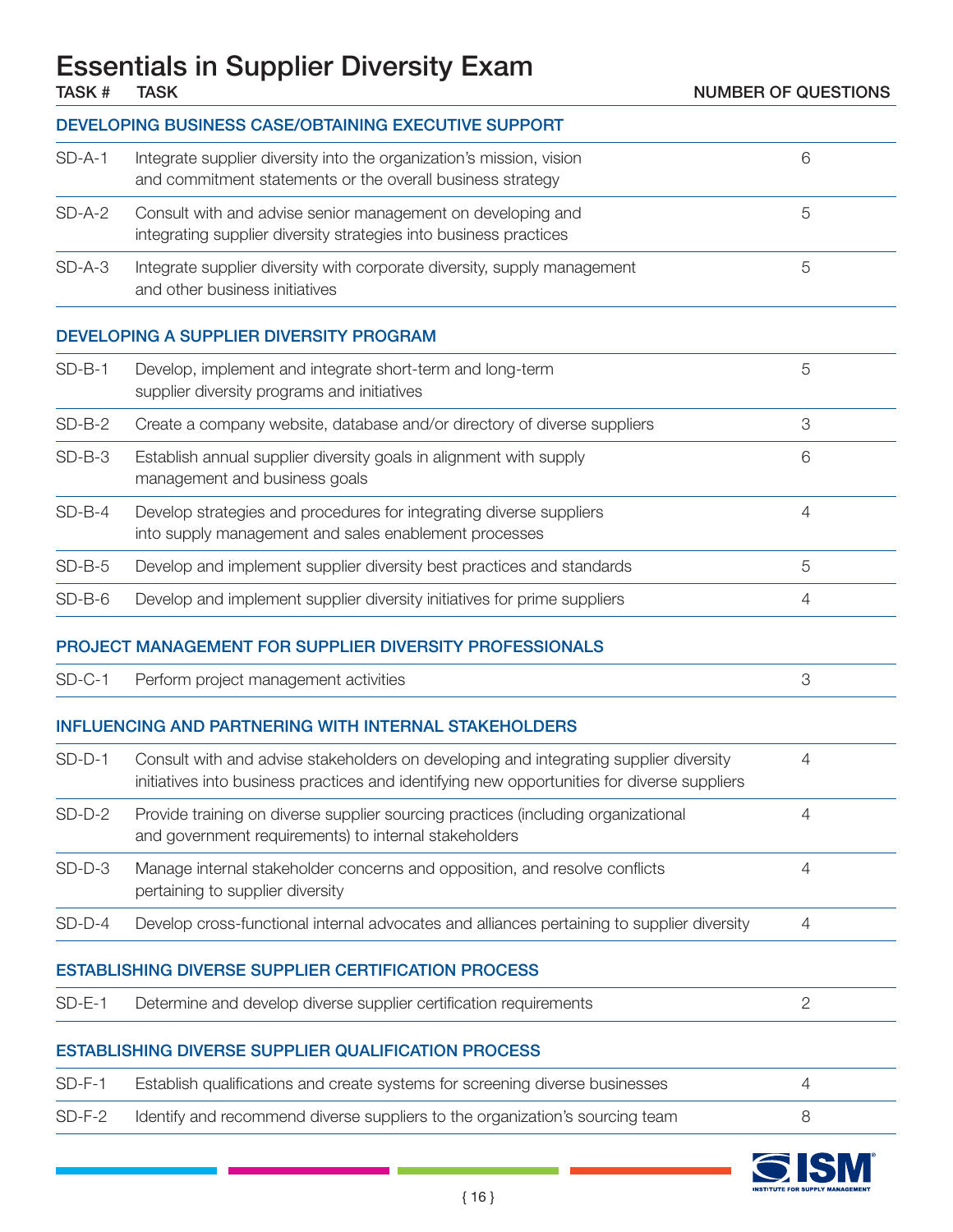# Essentials in Supplier Diversity Exam

| TASK # | TASK | NUMBER OF QUESTIONS |
|---|---|---|
| **DEVELOPING BUSINESS CASE/OBTAINING EXECUTIVE SUPPORT** | | |
| SD-A-1 | Integrate supplier diversity into the organization's mission, vision and commitment statements or the overall business strategy | 6 |
| SD-A-2 | Consult with and advise senior management on developing and integrating supplier diversity strategies into business practices | 5 |
| SD-A-3 | Integrate supplier diversity with corporate diversity, supply management and other business initiatives | 5 |
| **DEVELOPING A SUPPLIER DIVERSITY PROGRAM** | | |
| SD-B-1 | Develop, implement and integrate short-term and long-term supplier diversity programs and initiatives | 5 |
| SD-B-2 | Create a company website, database and/or directory of diverse suppliers | 3 |
| SD-B-3 | Establish annual supplier diversity goals in alignment with supply management and business goals | 6 |
| SD-B-4 | Develop strategies and procedures for integrating diverse suppliers into supply management and sales enablement processes | 4 |
| SD-B-5 | Develop and implement supplier diversity best practices and standards | 5 |
| SD-B-6 | Develop and implement supplier diversity initiatives for prime suppliers | 4 |
| **PROJECT MANAGEMENT FOR SUPPLIER DIVERSITY PROFESSIONALS** | | |
| SD-C-1 | Perform project management activities | 3 |
| **INFLUENCING AND PARTNERING WITH INTERNAL STAKEHOLDERS** | | |
| SD-D-1 | Consult with and advise stakeholders on developing and integrating supplier diversity initiatives into business practices and identifying new opportunities for diverse suppliers | 4 |
| SD-D-2 | Provide training on diverse supplier sourcing practices (including organizational and government requirements) to internal stakeholders | 4 |
| SD-D-3 | Manage internal stakeholder concerns and opposition, and resolve conflicts pertaining to supplier diversity | 4 |
| SD-D-4 | Develop cross-functional internal advocates and alliances pertaining to supplier diversity | 4 |
| **ESTABLISHING DIVERSE SUPPLIER CERTIFICATION PROCESS** | | |
| SD-E-1 | Determine and develop diverse supplier certification requirements | 2 |
| **ESTABLISHING DIVERSE SUPPLIER QUALIFICATION PROCESS** | | |
| SD-F-1 | Establish qualifications and create systems for screening diverse businesses | 4 |
| SD-F-2 | Identify and recommend diverse suppliers to the organization's sourcing team | 8 |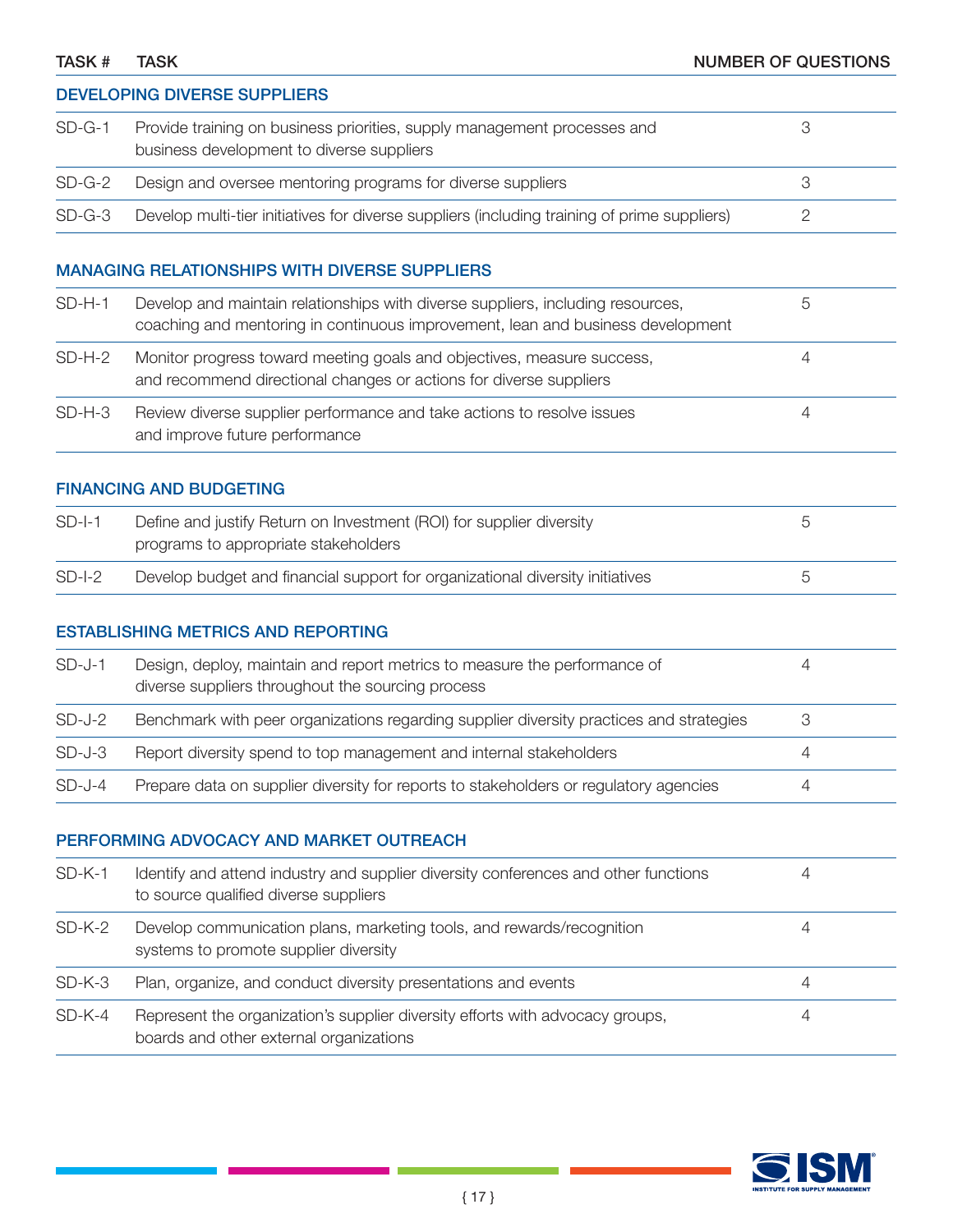| TASK # | TASK | NUMBER OF QUESTIONS |
|---|---|---|
| **DEVELOPING DIVERSE SUPPLIERS** | | |
| SD-G-1 | Provide training on business priorities, supply management processes and business development to diverse suppliers | 3 |
| SD-G-2 | Design and oversee mentoring programs for diverse suppliers | 3 |
| SD-G-3 | Develop multi-tier initiatives for diverse suppliers (including training of prime suppliers) | 2 |
| **MANAGING RELATIONSHIPS WITH DIVERSE SUPPLIERS** | | |
| SD-H-1 | Develop and maintain relationships with diverse suppliers, including resources, coaching and mentoring in continuous improvement, lean and business development | 5 |
| SD-H-2 | Monitor progress toward meeting goals and objectives, measure success, and recommend directional changes or actions for diverse suppliers | 4 |
| SD-H-3 | Review diverse supplier performance and take actions to resolve issues and improve future performance | 4 |
| **FINANCING AND BUDGETING** | | |
| SD-I-1 | Define and justify Return on Investment (ROI) for supplier diversity programs to appropriate stakeholders | 5 |
| SD-I-2 | Develop budget and financial support for organizational diversity initiatives | 5 |
| **ESTABLISHING METRICS AND REPORTING** | | |
| SD-J-1 | Design, deploy, maintain and report metrics to measure the performance of diverse suppliers throughout the sourcing process | 4 |
| SD-J-2 | Benchmark with peer organizations regarding supplier diversity practices and strategies | 3 |
| SD-J-3 | Report diversity spend to top management and internal stakeholders | 4 |
| SD-J-4 | Prepare data on supplier diversity for reports to stakeholders or regulatory agencies | 4 |
| **PERFORMING ADVOCACY AND MARKET OUTREACH** | | |
| SD-K-1 | Identify and attend industry and supplier diversity conferences and other functions to source qualified diverse suppliers | 4 |
| SD-K-2 | Develop communication plans, marketing tools, and rewards/recognition systems to promote supplier diversity | 4 |
| SD-K-3 | Plan, organize, and conduct diversity presentations and events | 4 |
| SD-K-4 | Represent the organization's supplier diversity efforts with advocacy groups, boards and other external organizations | 4 |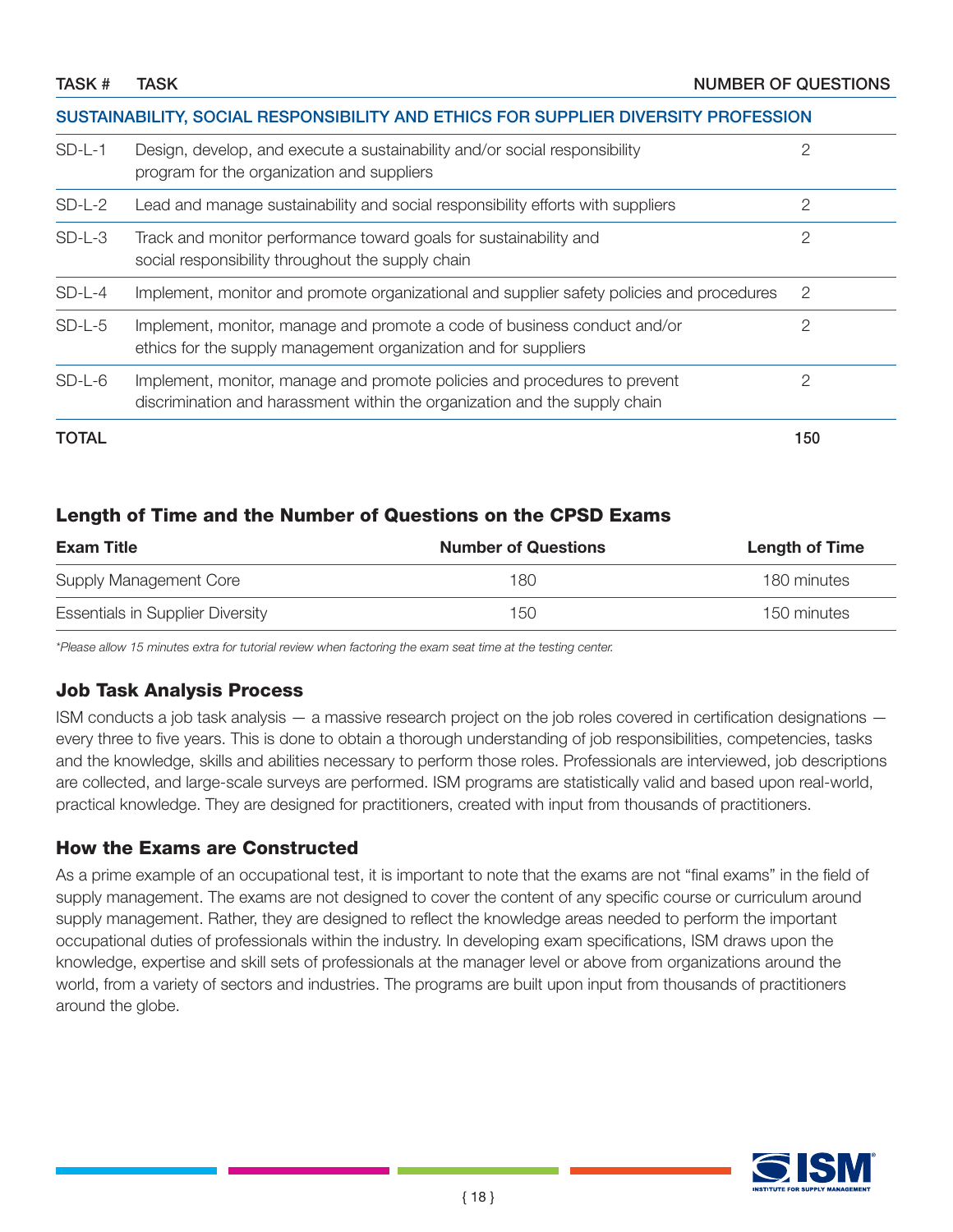| TASK # | TASK | NUMBER OF QUESTIONS |
|---|---|---|
| **SUSTAINABILITY, SOCIAL RESPONSIBILITY AND ETHICS FOR SUPPLIER DIVERSITY PROFESSION** | | |
| SD-L-1 | Design, develop, and execute a sustainability and/or social responsibility program for the organization and suppliers | 2 |
| SD-L-2 | Lead and manage sustainability and social responsibility efforts with suppliers | 2 |
| SD-L-3 | Track and monitor performance toward goals for sustainability and social responsibility throughout the supply chain | 2 |
| SD-L-4 | Implement, monitor and promote organizational and supplier safety policies and procedures | 2 |
| SD-L-5 | Implement, monitor, manage and promote a code of business conduct and/or ethics for the supply management organization and for suppliers | 2 |
| SD-L-6 | Implement, monitor, manage and promote policies and procedures to prevent discrimination and harassment within the organization and the supply chain | 2 |
| **TOTAL** | | **150** |

## Length of Time and the Number of Questions on the CPSD Exams

| Exam Title | Number of Questions | Length of Time |
|---|---|---|
| Supply Management Core | 180 | 180 minutes |
| Essentials in Supplier Diversity | 150 | 150 minutes |

*\*Please allow 15 minutes extra for tutorial review when factoring the exam seat time at the testing center.*

## Job Task Analysis Process

ISM conducts a job task analysis — a massive research project on the job roles covered in certification designations — every three to five years. This is done to obtain a thorough understanding of job responsibilities, competencies, tasks and the knowledge, skills and abilities necessary to perform those roles. Professionals are interviewed, job descriptions are collected, and large-scale surveys are performed. ISM programs are statistically valid and based upon real-world, practical knowledge. They are designed for practitioners, created with input from thousands of practitioners.

## How the Exams are Constructed

As a prime example of an occupational test, it is important to note that the exams are not "final exams" in the field of supply management. The exams are not designed to cover the content of any specific course or curriculum around supply management. Rather, they are designed to reflect the knowledge areas needed to perform the important occupational duties of professionals within the industry. In developing exam specifications, ISM draws upon the knowledge, expertise and skill sets of professionals at the manager level or above from organizations around the world, from a variety of sectors and industries. The programs are built upon input from thousands of practitioners around the globe.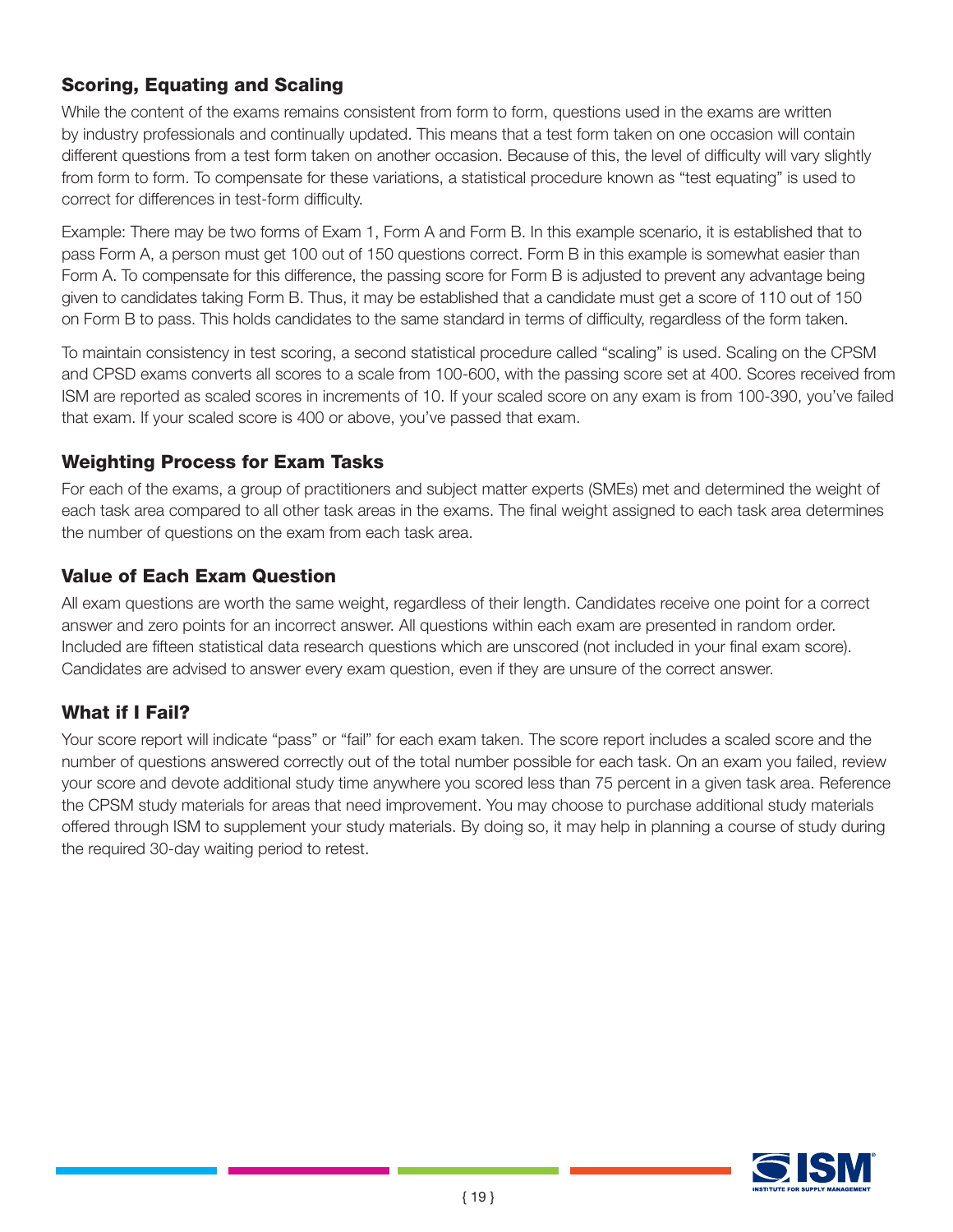## Scoring, Equating and Scaling

While the content of the exams remains consistent from form to form, questions used in the exams are written by industry professionals and continually updated. This means that a test form taken on one occasion will contain different questions from a test form taken on another occasion. Because of this, the level of difficulty will vary slightly from form to form. To compensate for these variations, a statistical procedure known as "test equating" is used to correct for differences in test-form difficulty.

Example: There may be two forms of Exam 1, Form A and Form B. In this example scenario, it is established that to pass Form A, a person must get 100 out of 150 questions correct. Form B in this example is somewhat easier than Form A. To compensate for this difference, the passing score for Form B is adjusted to prevent any advantage being given to candidates taking Form B. Thus, it may be established that a candidate must get a score of 110 out of 150 on Form B to pass. This holds candidates to the same standard in terms of difficulty, regardless of the form taken.

To maintain consistency in test scoring, a second statistical procedure called "scaling" is used. Scaling on the CPSM and CPSD exams converts all scores to a scale from 100-600, with the passing score set at 400. Scores received from ISM are reported as scaled scores in increments of 10. If your scaled score on any exam is from 100-390, you've failed that exam. If your scaled score is 400 or above, you've passed that exam.

## Weighting Process for Exam Tasks

For each of the exams, a group of practitioners and subject matter experts (SMEs) met and determined the weight of each task area compared to all other task areas in the exams. The final weight assigned to each task area determines the number of questions on the exam from each task area.

## Value of Each Exam Question

All exam questions are worth the same weight, regardless of their length. Candidates receive one point for a correct answer and zero points for an incorrect answer. All questions within each exam are presented in random order. Included are fifteen statistical data research questions which are unscored (not included in your final exam score). Candidates are advised to answer every exam question, even if they are unsure of the correct answer.

## What if I Fail?

Your score report will indicate "pass" or "fail" for each exam taken. The score report includes a scaled score and the number of questions answered correctly out of the total number possible for each task. On an exam you failed, review your score and devote additional study time anywhere you scored less than 75 percent in a given task area. Reference the CPSM study materials for areas that need improvement. You may choose to purchase additional study materials offered through ISM to supplement your study materials. By doing so, it may help in planning a course of study during the required 30-day waiting period to retest.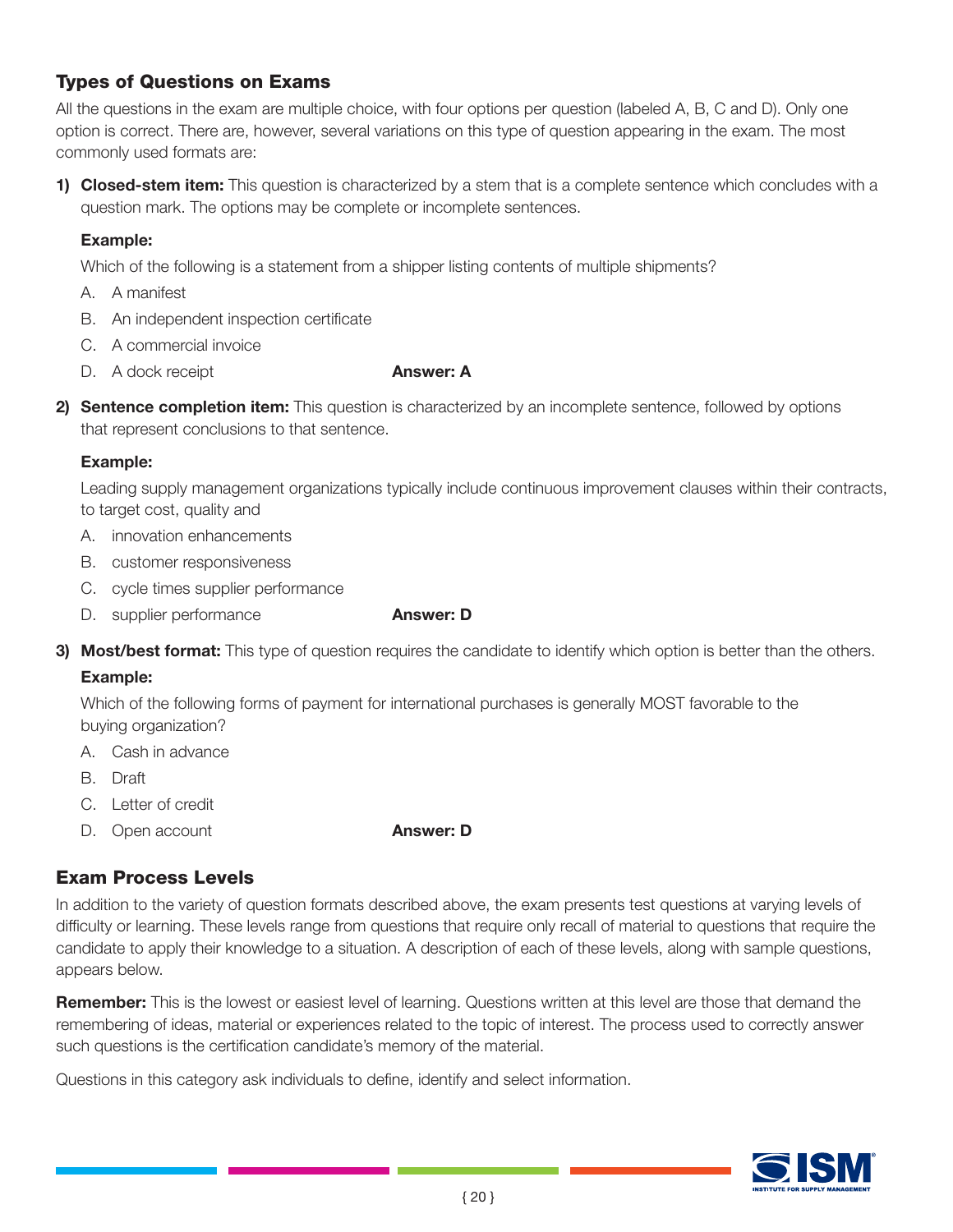## Types of Questions on Exams

All the questions in the exam are multiple choice, with four options per question (labeled A, B, C and D). Only one option is correct. There are, however, several variations on this type of question appearing in the exam. The most commonly used formats are:

1) **Closed-stem item:** This question is characterized by a stem that is a complete sentence which concludes with a question mark. The options may be complete or incomplete sentences.

   **Example:**

   Which of the following is a statement from a shipper listing contents of multiple shipments?

   A. A manifest
   B. An independent inspection certificate
   C. A commercial invoice
   D. A dock receipt **Answer: A**

2) **Sentence completion item:** This question is characterized by an incomplete sentence, followed by options that represent conclusions to that sentence.

   **Example:**

   Leading supply management organizations typically include continuous improvement clauses within their contracts, to target cost, quality and

   A. innovation enhancements
   B. customer responsiveness
   C. cycle times supplier performance
   D. supplier performance **Answer: D**

3) **Most/best format:** This type of question requires the candidate to identify which option is better than the others.

   **Example:**

   Which of the following forms of payment for international purchases is generally MOST favorable to the buying organization?

   A. Cash in advance
   B. Draft
   C. Letter of credit
   D. Open account **Answer: D**

## Exam Process Levels

In addition to the variety of question formats described above, the exam presents test questions at varying levels of difficulty or learning. These levels range from questions that require only recall of material to questions that require the candidate to apply their knowledge to a situation. A description of each of these levels, along with sample questions, appears below.

**Remember:** This is the lowest or easiest level of learning. Questions written at this level are those that demand the remembering of ideas, material or experiences related to the topic of interest. The process used to correctly answer such questions is the certification candidate's memory of the material.

Questions in this category ask individuals to define, identify and select information.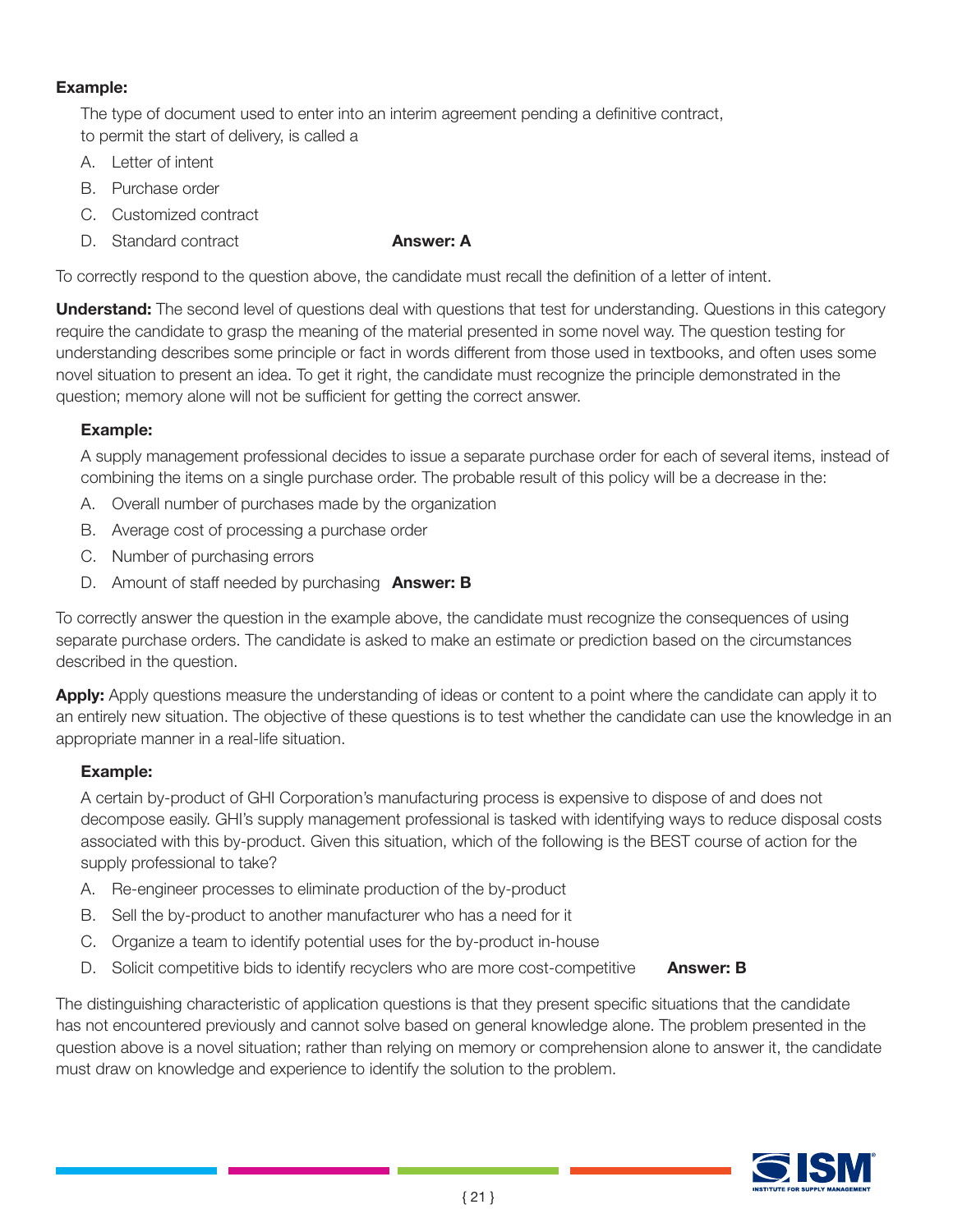**Example:**

The type of document used to enter into an interim agreement pending a definitive contract, to permit the start of delivery, is called a

A. Letter of intent

B. Purchase order

C. Customized contract

D. Standard contract **Answer: A**

To correctly respond to the question above, the candidate must recall the definition of a letter of intent.

**Understand:** The second level of questions deal with questions that test for understanding. Questions in this category require the candidate to grasp the meaning of the material presented in some novel way. The question testing for understanding describes some principle or fact in words different from those used in textbooks, and often uses some novel situation to present an idea. To get it right, the candidate must recognize the principle demonstrated in the question; memory alone will not be sufficient for getting the correct answer.

**Example:**

A supply management professional decides to issue a separate purchase order for each of several items, instead of combining the items on a single purchase order. The probable result of this policy will be a decrease in the:

A. Overall number of purchases made by the organization

B. Average cost of processing a purchase order

C. Number of purchasing errors

D. Amount of staff needed by purchasing **Answer: B**

To correctly answer the question in the example above, the candidate must recognize the consequences of using separate purchase orders. The candidate is asked to make an estimate or prediction based on the circumstances described in the question.

**Apply:** Apply questions measure the understanding of ideas or content to a point where the candidate can apply it to an entirely new situation. The objective of these questions is to test whether the candidate can use the knowledge in an appropriate manner in a real-life situation.

**Example:**

A certain by-product of GHI Corporation's manufacturing process is expensive to dispose of and does not decompose easily. GHI's supply management professional is tasked with identifying ways to reduce disposal costs associated with this by-product. Given this situation, which of the following is the BEST course of action for the supply professional to take?

A. Re-engineer processes to eliminate production of the by-product

B. Sell the by-product to another manufacturer who has a need for it

C. Organize a team to identify potential uses for the by-product in-house

D. Solicit competitive bids to identify recyclers who are more cost-competitive **Answer: B**

The distinguishing characteristic of application questions is that they present specific situations that the candidate has not encountered previously and cannot solve based on general knowledge alone. The problem presented in the question above is a novel situation; rather than relying on memory or comprehension alone to answer it, the candidate must draw on knowledge and experience to identify the solution to the problem.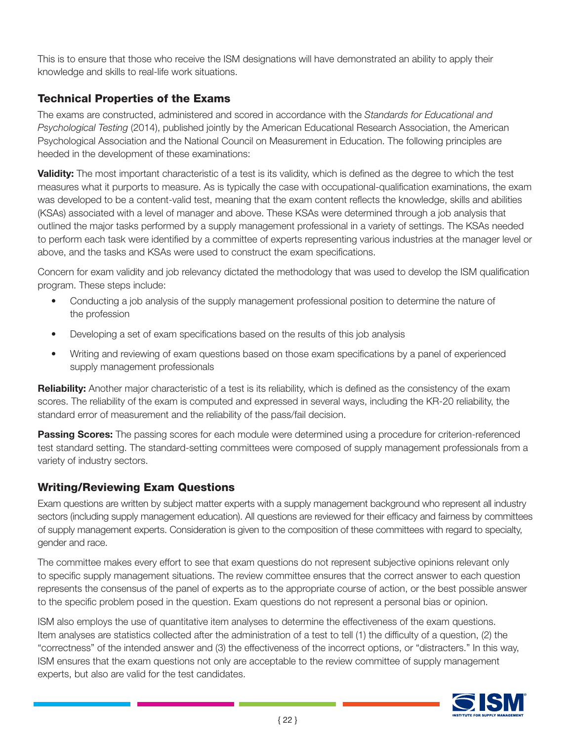This is to ensure that those who receive the ISM designations will have demonstrated an ability to apply their knowledge and skills to real-life work situations.

## Technical Properties of the Exams

The exams are constructed, administered and scored in accordance with the *Standards for Educational and Psychological Testing* (2014), published jointly by the American Educational Research Association, the American Psychological Association and the National Council on Measurement in Education. The following principles are heeded in the development of these examinations:

**Validity:** The most important characteristic of a test is its validity, which is defined as the degree to which the test measures what it purports to measure. As is typically the case with occupational-qualification examinations, the exam was developed to be a content-valid test, meaning that the exam content reflects the knowledge, skills and abilities (KSAs) associated with a level of manager and above. These KSAs were determined through a job analysis that outlined the major tasks performed by a supply management professional in a variety of settings. The KSAs needed to perform each task were identified by a committee of experts representing various industries at the manager level or above, and the tasks and KSAs were used to construct the exam specifications.

Concern for exam validity and job relevancy dictated the methodology that was used to develop the ISM qualification program. These steps include:

- Conducting a job analysis of the supply management professional position to determine the nature of the profession
- Developing a set of exam specifications based on the results of this job analysis
- Writing and reviewing of exam questions based on those exam specifications by a panel of experienced supply management professionals

**Reliability:** Another major characteristic of a test is its reliability, which is defined as the consistency of the exam scores. The reliability of the exam is computed and expressed in several ways, including the KR-20 reliability, the standard error of measurement and the reliability of the pass/fail decision.

**Passing Scores:** The passing scores for each module were determined using a procedure for criterion-referenced test standard setting. The standard-setting committees were composed of supply management professionals from a variety of industry sectors.

## Writing/Reviewing Exam Questions

Exam questions are written by subject matter experts with a supply management background who represent all industry sectors (including supply management education). All questions are reviewed for their efficacy and fairness by committees of supply management experts. Consideration is given to the composition of these committees with regard to specialty, gender and race.

The committee makes every effort to see that exam questions do not represent subjective opinions relevant only to specific supply management situations. The review committee ensures that the correct answer to each question represents the consensus of the panel of experts as to the appropriate course of action, or the best possible answer to the specific problem posed in the question. Exam questions do not represent a personal bias or opinion.

ISM also employs the use of quantitative item analyses to determine the effectiveness of the exam questions. Item analyses are statistics collected after the administration of a test to tell (1) the difficulty of a question, (2) the "correctness" of the intended answer and (3) the effectiveness of the incorrect options, or "distracters." In this way, ISM ensures that the exam questions not only are acceptable to the review committee of supply management experts, but also are valid for the test candidates.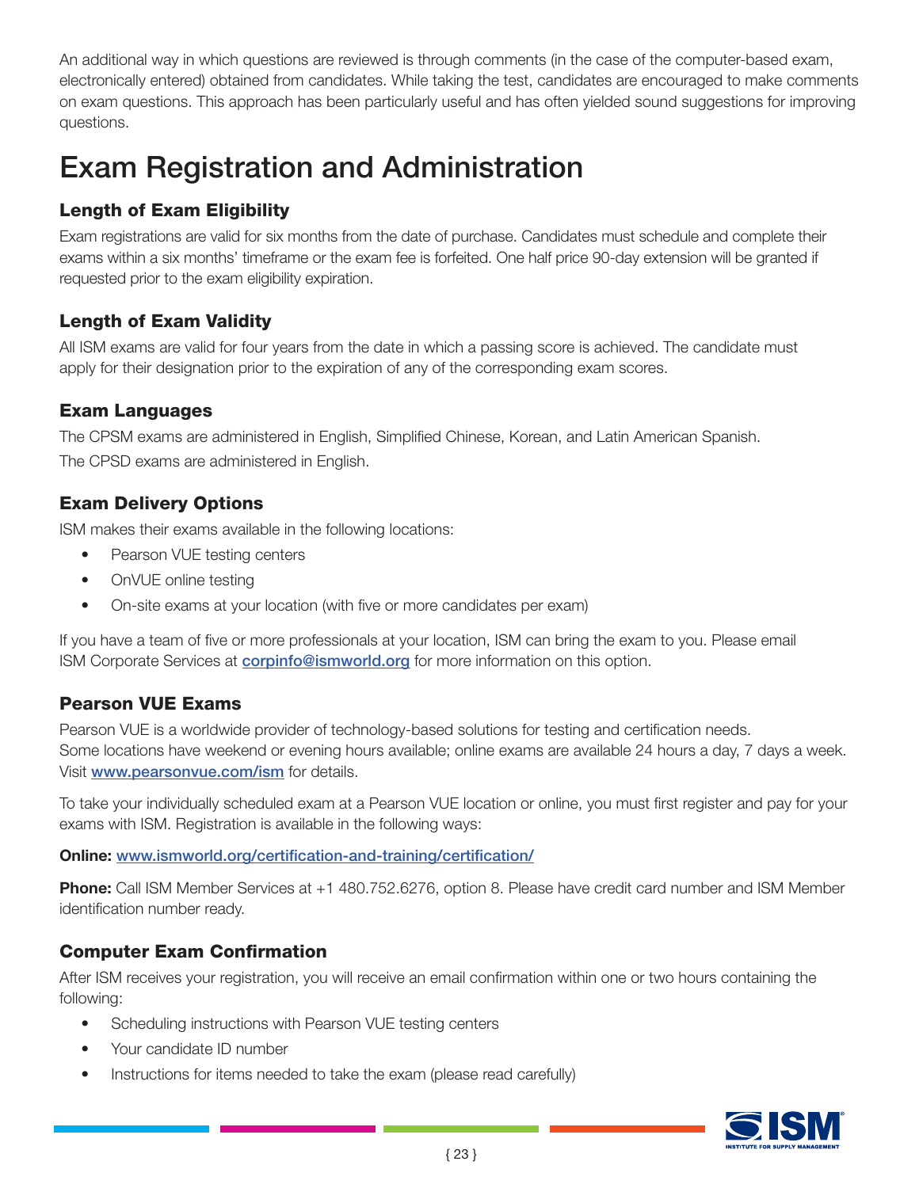An additional way in which questions are reviewed is through comments (in the case of the computer-based exam, electronically entered) obtained from candidates. While taking the test, candidates are encouraged to make comments on exam questions. This approach has been particularly useful and has often yielded sound suggestions for improving questions.

# Exam Registration and Administration

### Length of Exam Eligibility

Exam registrations are valid for six months from the date of purchase. Candidates must schedule and complete their exams within a six months' timeframe or the exam fee is forfeited. One half price 90-day extension will be granted if requested prior to the exam eligibility expiration.

### Length of Exam Validity

All ISM exams are valid for four years from the date in which a passing score is achieved. The candidate must apply for their designation prior to the expiration of any of the corresponding exam scores.

### Exam Languages

The CPSM exams are administered in English, Simplified Chinese, Korean, and Latin American Spanish.

The CPSD exams are administered in English.

### Exam Delivery Options

ISM makes their exams available in the following locations:

- Pearson VUE testing centers
- OnVUE online testing
- On-site exams at your location (with five or more candidates per exam)

If you have a team of five or more professionals at your location, ISM can bring the exam to you. Please email ISM Corporate Services at **corpinfo@ismworld.org** for more information on this option.

### Pearson VUE Exams

Pearson VUE is a worldwide provider of technology-based solutions for testing and certification needs. Some locations have weekend or evening hours available; online exams are available 24 hours a day, 7 days a week. Visit **www.pearsonvue.com/ism** for details.

To take your individually scheduled exam at a Pearson VUE location or online, you must first register and pay for your exams with ISM. Registration is available in the following ways:

**Online:** www.ismworld.org/certification-and-training/certification/

**Phone:** Call ISM Member Services at +1 480.752.6276, option 8. Please have credit card number and ISM Member identification number ready.

### Computer Exam Confirmation

After ISM receives your registration, you will receive an email confirmation within one or two hours containing the following:

- Scheduling instructions with Pearson VUE testing centers
- Your candidate ID number
- Instructions for items needed to take the exam (please read carefully)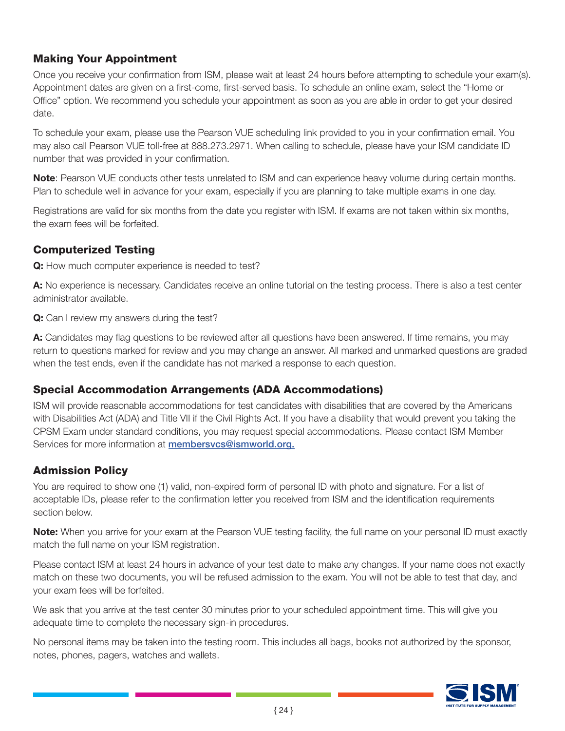### Making Your Appointment

Once you receive your confirmation from ISM, please wait at least 24 hours before attempting to schedule your exam(s). Appointment dates are given on a first-come, first-served basis. To schedule an online exam, select the "Home or Office" option. We recommend you schedule your appointment as soon as you are able in order to get your desired date.

To schedule your exam, please use the Pearson VUE scheduling link provided to you in your confirmation email. You may also call Pearson VUE toll-free at 888.273.2971. When calling to schedule, please have your ISM candidate ID number that was provided in your confirmation.

**Note**: Pearson VUE conducts other tests unrelated to ISM and can experience heavy volume during certain months. Plan to schedule well in advance for your exam, especially if you are planning to take multiple exams in one day.

Registrations are valid for six months from the date you register with ISM. If exams are not taken within six months, the exam fees will be forfeited.

### Computerized Testing

**Q:** How much computer experience is needed to test?

**A:** No experience is necessary. Candidates receive an online tutorial on the testing process. There is also a test center administrator available.

**Q:** Can I review my answers during the test?

**A:** Candidates may flag questions to be reviewed after all questions have been answered. If time remains, you may return to questions marked for review and you may change an answer. All marked and unmarked questions are graded when the test ends, even if the candidate has not marked a response to each question.

### Special Accommodation Arrangements (ADA Accommodations)

ISM will provide reasonable accommodations for test candidates with disabilities that are covered by the Americans with Disabilities Act (ADA) and Title VII if the Civil Rights Act. If you have a disability that would prevent you taking the CPSM Exam under standard conditions, you may request special accommodations. Please contact ISM Member Services for more information at membersvcs@ismworld.org.

### Admission Policy

You are required to show one (1) valid, non-expired form of personal ID with photo and signature. For a list of acceptable IDs, please refer to the confirmation letter you received from ISM and the identification requirements section below.

**Note:** When you arrive for your exam at the Pearson VUE testing facility, the full name on your personal ID must exactly match the full name on your ISM registration.

Please contact ISM at least 24 hours in advance of your test date to make any changes. If your name does not exactly match on these two documents, you will be refused admission to the exam. You will not be able to test that day, and your exam fees will be forfeited.

We ask that you arrive at the test center 30 minutes prior to your scheduled appointment time. This will give you adequate time to complete the necessary sign-in procedures.

No personal items may be taken into the testing room. This includes all bags, books not authorized by the sponsor, notes, phones, pagers, watches and wallets.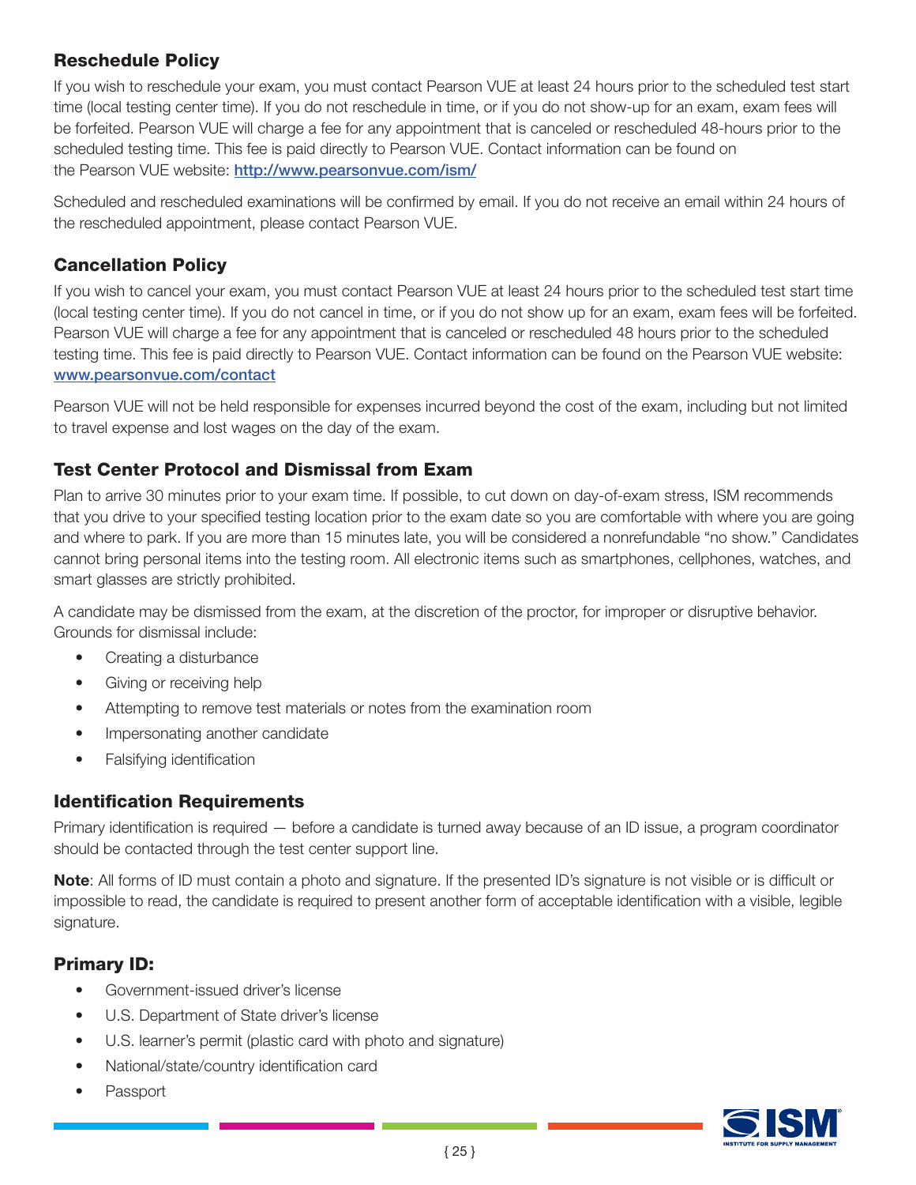### Reschedule Policy

If you wish to reschedule your exam, you must contact Pearson VUE at least 24 hours prior to the scheduled test start time (local testing center time). If you do not reschedule in time, or if you do not show-up for an exam, exam fees will be forfeited. Pearson VUE will charge a fee for any appointment that is canceled or rescheduled 48-hours prior to the scheduled testing time. This fee is paid directly to Pearson VUE. Contact information can be found on the Pearson VUE website: [http://www.pearsonvue.com/ism/](http://www.pearsonvue.com/ism/)

Scheduled and rescheduled examinations will be confirmed by email. If you do not receive an email within 24 hours of the rescheduled appointment, please contact Pearson VUE.

### Cancellation Policy

If you wish to cancel your exam, you must contact Pearson VUE at least 24 hours prior to the scheduled test start time (local testing center time). If you do not cancel in time, or if you do not show up for an exam, exam fees will be forfeited. Pearson VUE will charge a fee for any appointment that is canceled or rescheduled 48 hours prior to the scheduled testing time. This fee is paid directly to Pearson VUE. Contact information can be found on the Pearson VUE website: [www.pearsonvue.com/contact](http://www.pearsonvue.com/contact)

Pearson VUE will not be held responsible for expenses incurred beyond the cost of the exam, including but not limited to travel expense and lost wages on the day of the exam.

### Test Center Protocol and Dismissal from Exam

Plan to arrive 30 minutes prior to your exam time. If possible, to cut down on day-of-exam stress, ISM recommends that you drive to your specified testing location prior to the exam date so you are comfortable with where you are going and where to park. If you are more than 15 minutes late, you will be considered a nonrefundable "no show." Candidates cannot bring personal items into the testing room. All electronic items such as smartphones, cellphones, watches, and smart glasses are strictly prohibited.

A candidate may be dismissed from the exam, at the discretion of the proctor, for improper or disruptive behavior. Grounds for dismissal include:

- Creating a disturbance
- Giving or receiving help
- Attempting to remove test materials or notes from the examination room
- Impersonating another candidate
- Falsifying identification

### Identification Requirements

Primary identification is required — before a candidate is turned away because of an ID issue, a program coordinator should be contacted through the test center support line.

**Note**: All forms of ID must contain a photo and signature. If the presented ID's signature is not visible or is difficult or impossible to read, the candidate is required to present another form of acceptable identification with a visible, legible signature.

### Primary ID:

- Government-issued driver's license
- U.S. Department of State driver's license
- U.S. learner's permit (plastic card with photo and signature)
- National/state/country identification card
- Passport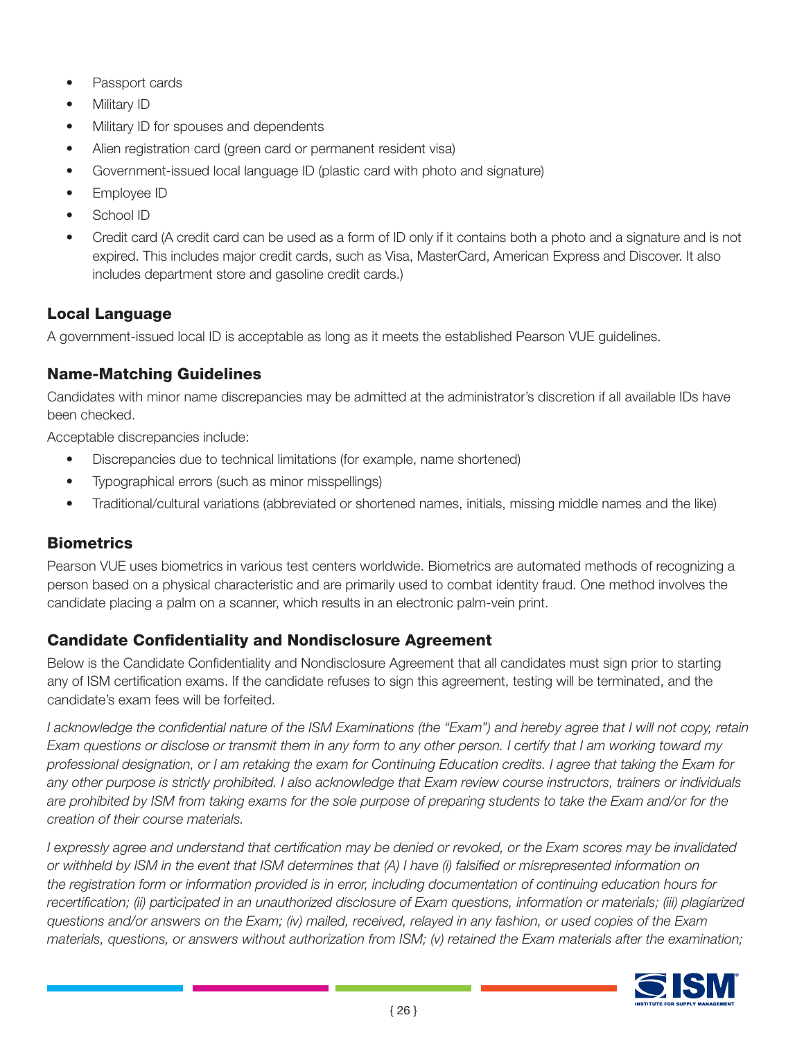- Passport cards
- Military ID
- Military ID for spouses and dependents
- Alien registration card (green card or permanent resident visa)
- Government-issued local language ID (plastic card with photo and signature)
- Employee ID
- School ID
- Credit card (A credit card can be used as a form of ID only if it contains both a photo and a signature and is not expired. This includes major credit cards, such as Visa, MasterCard, American Express and Discover. It also includes department store and gasoline credit cards.)

### Local Language

A government-issued local ID is acceptable as long as it meets the established Pearson VUE guidelines.

### Name-Matching Guidelines

Candidates with minor name discrepancies may be admitted at the administrator's discretion if all available IDs have been checked.

Acceptable discrepancies include:

- Discrepancies due to technical limitations (for example, name shortened)
- Typographical errors (such as minor misspellings)
- Traditional/cultural variations (abbreviated or shortened names, initials, missing middle names and the like)

### Biometrics

Pearson VUE uses biometrics in various test centers worldwide. Biometrics are automated methods of recognizing a person based on a physical characteristic and are primarily used to combat identity fraud. One method involves the candidate placing a palm on a scanner, which results in an electronic palm-vein print.

### Candidate Confidentiality and Nondisclosure Agreement

Below is the Candidate Confidentiality and Nondisclosure Agreement that all candidates must sign prior to starting any of ISM certification exams. If the candidate refuses to sign this agreement, testing will be terminated, and the candidate's exam fees will be forfeited.

*I acknowledge the confidential nature of the ISM Examinations (the "Exam") and hereby agree that I will not copy, retain Exam questions or disclose or transmit them in any form to any other person. I certify that I am working toward my professional designation, or I am retaking the exam for Continuing Education credits. I agree that taking the Exam for any other purpose is strictly prohibited. I also acknowledge that Exam review course instructors, trainers or individuals are prohibited by ISM from taking exams for the sole purpose of preparing students to take the Exam and/or for the creation of their course materials.*

*I expressly agree and understand that certification may be denied or revoked, or the Exam scores may be invalidated or withheld by ISM in the event that ISM determines that (A) I have (i) falsified or misrepresented information on the registration form or information provided is in error, including documentation of continuing education hours for recertification; (ii) participated in an unauthorized disclosure of Exam questions, information or materials; (iii) plagiarized questions and/or answers on the Exam; (iv) mailed, received, relayed in any fashion, or used copies of the Exam materials, questions, or answers without authorization from ISM; (v) retained the Exam materials after the examination;*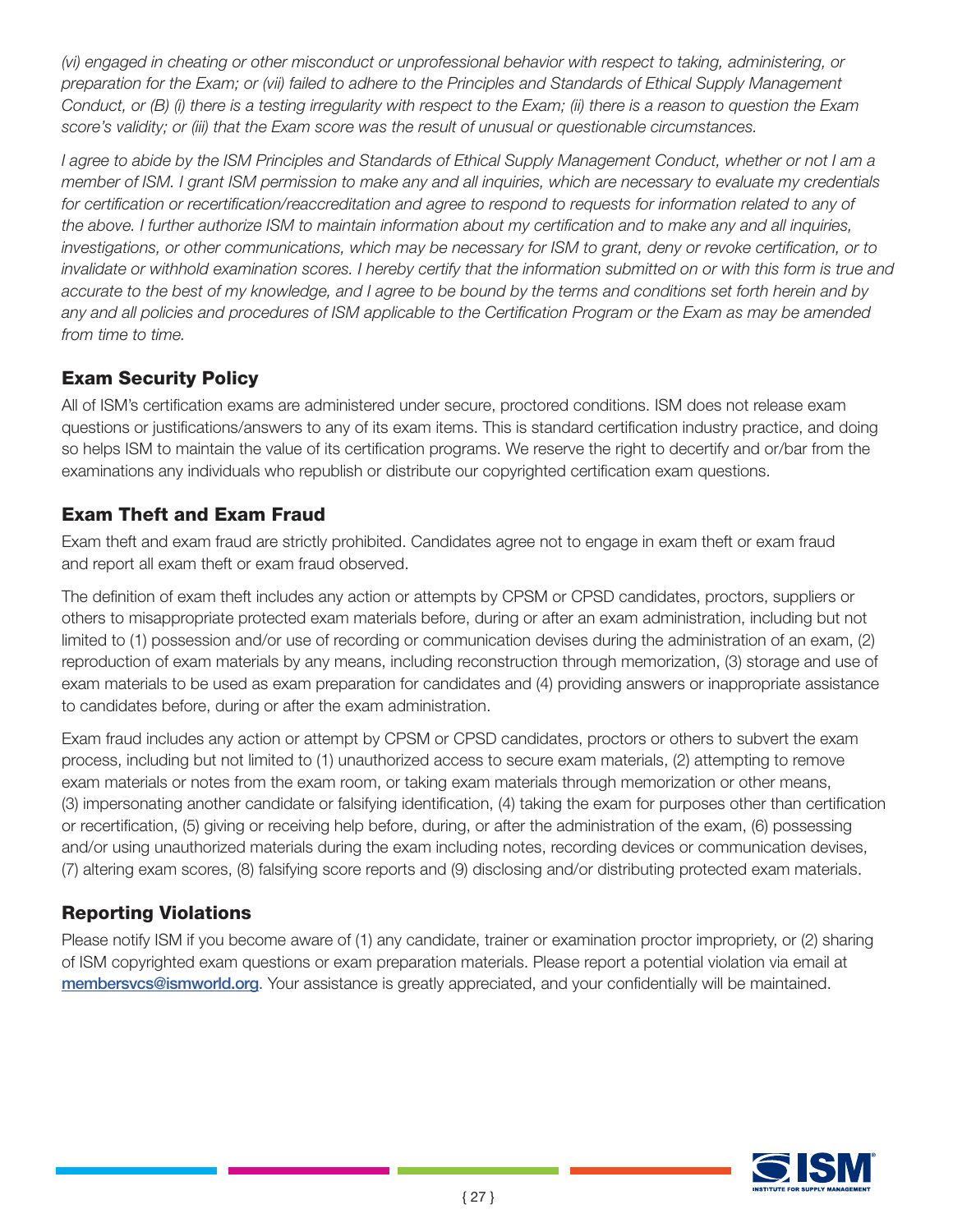*(vi) engaged in cheating or other misconduct or unprofessional behavior with respect to taking, administering, or preparation for the Exam; or (vii) failed to adhere to the Principles and Standards of Ethical Supply Management Conduct, or (B) (i) there is a testing irregularity with respect to the Exam; (ii) there is a reason to question the Exam score's validity; or (iii) that the Exam score was the result of unusual or questionable circumstances.*

*I agree to abide by the ISM Principles and Standards of Ethical Supply Management Conduct, whether or not I am a member of ISM. I grant ISM permission to make any and all inquiries, which are necessary to evaluate my credentials for certification or recertification/reaccreditation and agree to respond to requests for information related to any of the above. I further authorize ISM to maintain information about my certification and to make any and all inquiries, investigations, or other communications, which may be necessary for ISM to grant, deny or revoke certification, or to invalidate or withhold examination scores. I hereby certify that the information submitted on or with this form is true and accurate to the best of my knowledge, and I agree to be bound by the terms and conditions set forth herein and by any and all policies and procedures of ISM applicable to the Certification Program or the Exam as may be amended from time to time.*

## Exam Security Policy

All of ISM's certification exams are administered under secure, proctored conditions. ISM does not release exam questions or justifications/answers to any of its exam items. This is standard certification industry practice, and doing so helps ISM to maintain the value of its certification programs. We reserve the right to decertify and or/bar from the examinations any individuals who republish or distribute our copyrighted certification exam questions.

## Exam Theft and Exam Fraud

Exam theft and exam fraud are strictly prohibited. Candidates agree not to engage in exam theft or exam fraud and report all exam theft or exam fraud observed.

The definition of exam theft includes any action or attempts by CPSM or CPSD candidates, proctors, suppliers or others to misappropriate protected exam materials before, during or after an exam administration, including but not limited to (1) possession and/or use of recording or communication devises during the administration of an exam, (2) reproduction of exam materials by any means, including reconstruction through memorization, (3) storage and use of exam materials to be used as exam preparation for candidates and (4) providing answers or inappropriate assistance to candidates before, during or after the exam administration.

Exam fraud includes any action or attempt by CPSM or CPSD candidates, proctors or others to subvert the exam process, including but not limited to (1) unauthorized access to secure exam materials, (2) attempting to remove exam materials or notes from the exam room, or taking exam materials through memorization or other means, (3) impersonating another candidate or falsifying identification, (4) taking the exam for purposes other than certification or recertification, (5) giving or receiving help before, during, or after the administration of the exam, (6) possessing and/or using unauthorized materials during the exam including notes, recording devices or communication devises, (7) altering exam scores, (8) falsifying score reports and (9) disclosing and/or distributing protected exam materials.

## Reporting Violations

Please notify ISM if you become aware of (1) any candidate, trainer or examination proctor impropriety, or (2) sharing of ISM copyrighted exam questions or exam preparation materials. Please report a potential violation via email at membersvcs@ismworld.org. Your assistance is greatly appreciated, and your confidentially will be maintained.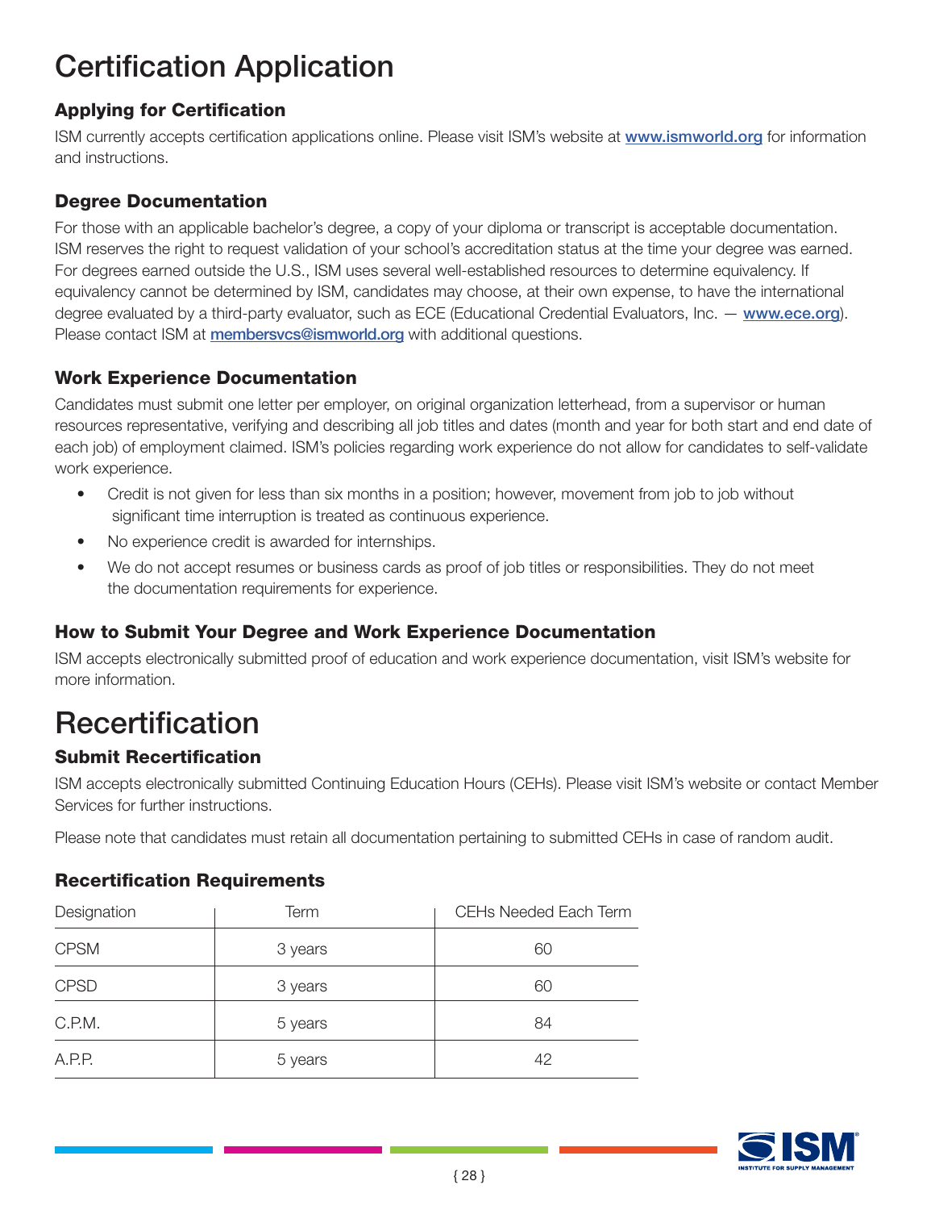# Certification Application

## Applying for Certification

ISM currently accepts certification applications online. Please visit ISM's website at [www.ismworld.org](http://www.ismworld.org) for information and instructions.

## Degree Documentation

For those with an applicable bachelor's degree, a copy of your diploma or transcript is acceptable documentation. ISM reserves the right to request validation of your school's accreditation status at the time your degree was earned. For degrees earned outside the U.S., ISM uses several well-established resources to determine equivalency. If equivalency cannot be determined by ISM, candidates may choose, at their own expense, to have the international degree evaluated by a third-party evaluator, such as ECE (Educational Credential Evaluators, Inc. — [www.ece.org](http://www.ece.org)). Please contact ISM at [membersvcs@ismworld.org](mailto:membersvcs@ismworld.org) with additional questions.

## Work Experience Documentation

Candidates must submit one letter per employer, on original organization letterhead, from a supervisor or human resources representative, verifying and describing all job titles and dates (month and year for both start and end date of each job) of employment claimed. ISM's policies regarding work experience do not allow for candidates to self-validate work experience.

- Credit is not given for less than six months in a position; however, movement from job to job without significant time interruption is treated as continuous experience.
- No experience credit is awarded for internships.
- We do not accept resumes or business cards as proof of job titles or responsibilities. They do not meet the documentation requirements for experience.

## How to Submit Your Degree and Work Experience Documentation

ISM accepts electronically submitted proof of education and work experience documentation, visit ISM's website for more information.

# Recertification

## Submit Recertification

ISM accepts electronically submitted Continuing Education Hours (CEHs). Please visit ISM's website or contact Member Services for further instructions.

Please note that candidates must retain all documentation pertaining to submitted CEHs in case of random audit.

## Recertification Requirements

| Designation | Term | CEHs Needed Each Term |
|---|---|---|
| CPSM | 3 years | 60 |
| CPSD | 3 years | 60 |
| C.P.M. | 5 years | 84 |
| A.P.P. | 5 years | 42 |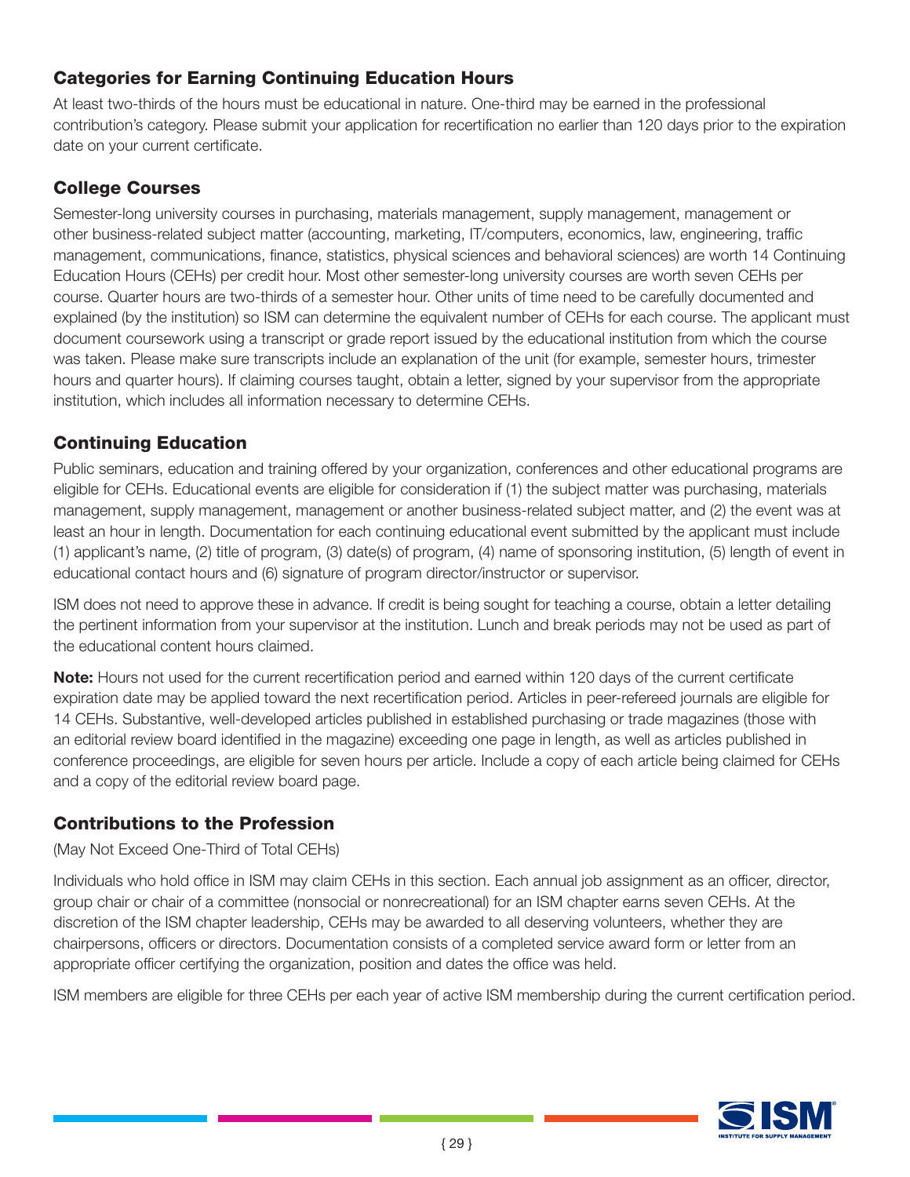## Categories for Earning Continuing Education Hours

At least two-thirds of the hours must be educational in nature. One-third may be earned in the professional contribution's category. Please submit your application for recertification no earlier than 120 days prior to the expiration date on your current certificate.

## College Courses

Semester-long university courses in purchasing, materials management, supply management, management or other business-related subject matter (accounting, marketing, IT/computers, economics, law, engineering, traffic management, communications, finance, statistics, physical sciences and behavioral sciences) are worth 14 Continuing Education Hours (CEHs) per credit hour. Most other semester-long university courses are worth seven CEHs per course. Quarter hours are two-thirds of a semester hour. Other units of time need to be carefully documented and explained (by the institution) so ISM can determine the equivalent number of CEHs for each course. The applicant must document coursework using a transcript or grade report issued by the educational institution from which the course was taken. Please make sure transcripts include an explanation of the unit (for example, semester hours, trimester hours and quarter hours). If claiming courses taught, obtain a letter, signed by your supervisor from the appropriate institution, which includes all information necessary to determine CEHs.

## Continuing Education

Public seminars, education and training offered by your organization, conferences and other educational programs are eligible for CEHs. Educational events are eligible for consideration if (1) the subject matter was purchasing, materials management, supply management, management or another business-related subject matter, and (2) the event was at least an hour in length. Documentation for each continuing educational event submitted by the applicant must include (1) applicant's name, (2) title of program, (3) date(s) of program, (4) name of sponsoring institution, (5) length of event in educational contact hours and (6) signature of program director/instructor or supervisor.

ISM does not need to approve these in advance. If credit is being sought for teaching a course, obtain a letter detailing the pertinent information from your supervisor at the institution. Lunch and break periods may not be used as part of the educational content hours claimed.

**Note:** Hours not used for the current recertification period and earned within 120 days of the current certificate expiration date may be applied toward the next recertification period. Articles in peer-refereed journals are eligible for 14 CEHs. Substantive, well-developed articles published in established purchasing or trade magazines (those with an editorial review board identified in the magazine) exceeding one page in length, as well as articles published in conference proceedings, are eligible for seven hours per article. Include a copy of each article being claimed for CEHs and a copy of the editorial review board page.

## Contributions to the Profession

(May Not Exceed One-Third of Total CEHs)

Individuals who hold office in ISM may claim CEHs in this section. Each annual job assignment as an officer, director, group chair or chair of a committee (nonsocial or nonrecreational) for an ISM chapter earns seven CEHs. At the discretion of the ISM chapter leadership, CEHs may be awarded to all deserving volunteers, whether they are chairpersons, officers or directors. Documentation consists of a completed service award form or letter from an appropriate officer certifying the organization, position and dates the office was held.

ISM members are eligible for three CEHs per each year of active ISM membership during the current certification period.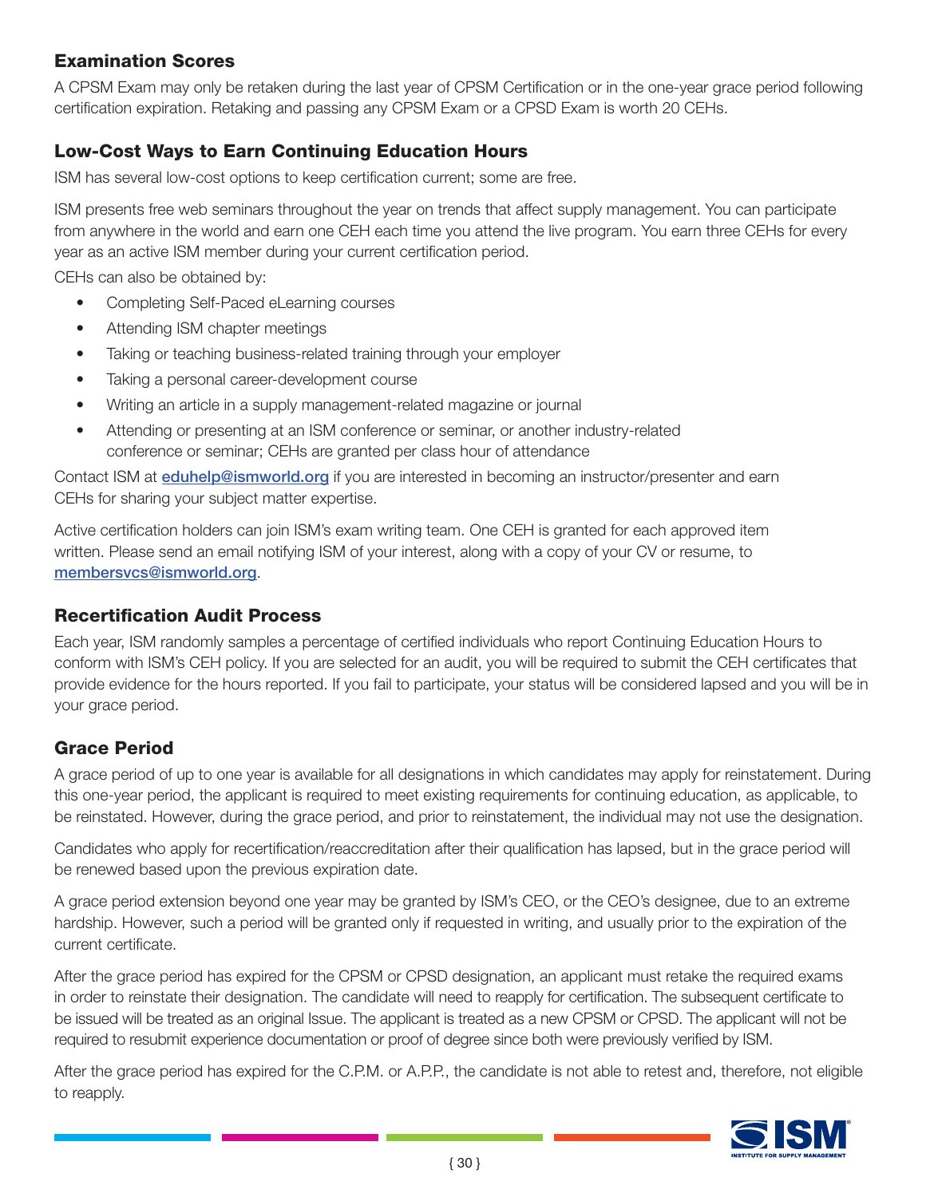## Examination Scores

A CPSM Exam may only be retaken during the last year of CPSM Certification or in the one-year grace period following certification expiration. Retaking and passing any CPSM Exam or a CPSD Exam is worth 20 CEHs.

## Low-Cost Ways to Earn Continuing Education Hours

ISM has several low-cost options to keep certification current; some are free.

ISM presents free web seminars throughout the year on trends that affect supply management. You can participate from anywhere in the world and earn one CEH each time you attend the live program. You earn three CEHs for every year as an active ISM member during your current certification period.

CEHs can also be obtained by:

- Completing Self-Paced eLearning courses
- Attending ISM chapter meetings
- Taking or teaching business-related training through your employer
- Taking a personal career-development course
- Writing an article in a supply management-related magazine or journal
- Attending or presenting at an ISM conference or seminar, or another industry-related conference or seminar; CEHs are granted per class hour of attendance

Contact ISM at eduhelp@ismworld.org if you are interested in becoming an instructor/presenter and earn CEHs for sharing your subject matter expertise.

Active certification holders can join ISM's exam writing team. One CEH is granted for each approved item written. Please send an email notifying ISM of your interest, along with a copy of your CV or resume, to membersvcs@ismworld.org.

## Recertification Audit Process

Each year, ISM randomly samples a percentage of certified individuals who report Continuing Education Hours to conform with ISM's CEH policy. If you are selected for an audit, you will be required to submit the CEH certificates that provide evidence for the hours reported. If you fail to participate, your status will be considered lapsed and you will be in your grace period.

## Grace Period

A grace period of up to one year is available for all designations in which candidates may apply for reinstatement. During this one-year period, the applicant is required to meet existing requirements for continuing education, as applicable, to be reinstated. However, during the grace period, and prior to reinstatement, the individual may not use the designation.

Candidates who apply for recertification/reaccreditation after their qualification has lapsed, but in the grace period will be renewed based upon the previous expiration date.

A grace period extension beyond one year may be granted by ISM's CEO, or the CEO's designee, due to an extreme hardship. However, such a period will be granted only if requested in writing, and usually prior to the expiration of the current certificate.

After the grace period has expired for the CPSM or CPSD designation, an applicant must retake the required exams in order to reinstate their designation. The candidate will need to reapply for certification. The subsequent certificate to be issued will be treated as an original Issue. The applicant is treated as a new CPSM or CPSD. The applicant will not be required to resubmit experience documentation or proof of degree since both were previously verified by ISM.

After the grace period has expired for the C.P.M. or A.P.P., the candidate is not able to retest and, therefore, not eligible to reapply.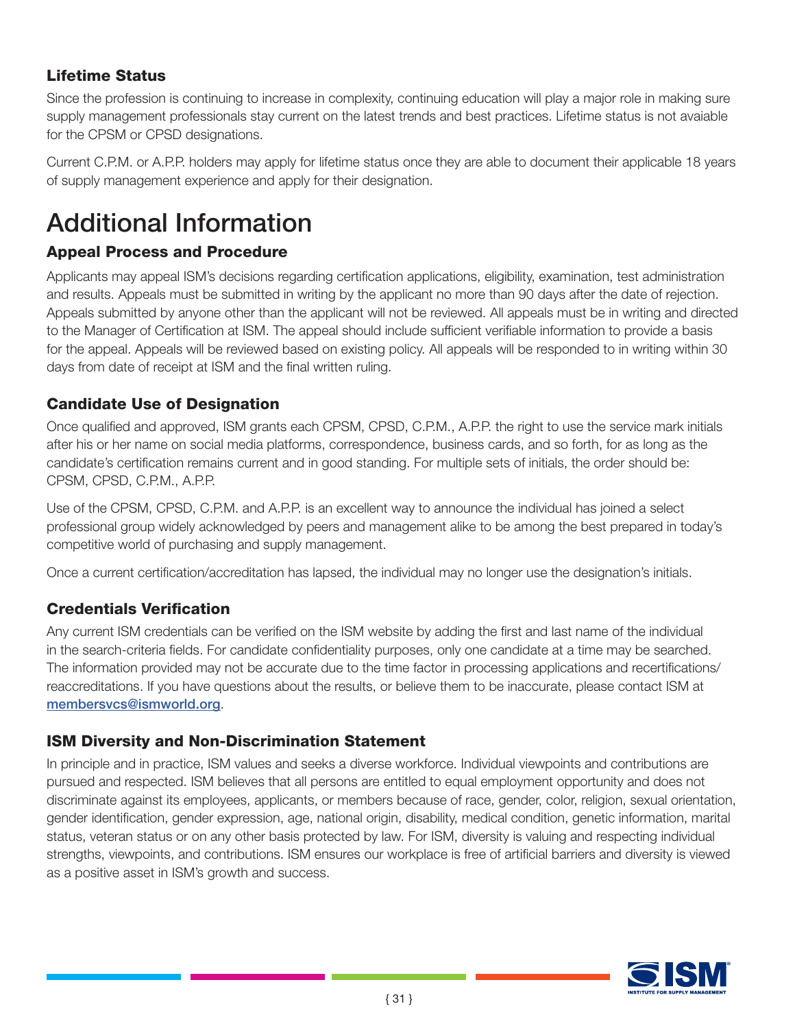### Lifetime Status

Since the profession is continuing to increase in complexity, continuing education will play a major role in making sure supply management professionals stay current on the latest trends and best practices. Lifetime status is not avaiable for the CPSM or CPSD designations.

Current C.P.M. or A.P.P. holders may apply for lifetime status once they are able to document their applicable 18 years of supply management experience and apply for their designation.

## Additional Information

### Appeal Process and Procedure

Applicants may appeal ISM's decisions regarding certification applications, eligibility, examination, test administration and results. Appeals must be submitted in writing by the applicant no more than 90 days after the date of rejection. Appeals submitted by anyone other than the applicant will not be reviewed. All appeals must be in writing and directed to the Manager of Certification at ISM. The appeal should include sufficient verifiable information to provide a basis for the appeal. Appeals will be reviewed based on existing policy. All appeals will be responded to in writing within 30 days from date of receipt at ISM and the final written ruling.

### Candidate Use of Designation

Once qualified and approved, ISM grants each CPSM, CPSD, C.P.M., A.P.P. the right to use the service mark initials after his or her name on social media platforms, correspondence, business cards, and so forth, for as long as the candidate's certification remains current and in good standing. For multiple sets of initials, the order should be: CPSM, CPSD, C.P.M., A.P.P.

Use of the CPSM, CPSD, C.P.M. and A.P.P. is an excellent way to announce the individual has joined a select professional group widely acknowledged by peers and management alike to be among the best prepared in today's competitive world of purchasing and supply management.

Once a current certification/accreditation has lapsed, the individual may no longer use the designation's initials.

### Credentials Verification

Any current ISM credentials can be verified on the ISM website by adding the first and last name of the individual in the search-criteria fields. For candidate confidentiality purposes, only one candidate at a time may be searched. The information provided may not be accurate due to the time factor in processing applications and recertifications/reaccreditations. If you have questions about the results, or believe them to be inaccurate, please contact ISM at membersvcs@ismworld.org.

### ISM Diversity and Non-Discrimination Statement

In principle and in practice, ISM values and seeks a diverse workforce. Individual viewpoints and contributions are pursued and respected. ISM believes that all persons are entitled to equal employment opportunity and does not discriminate against its employees, applicants, or members because of race, gender, color, religion, sexual orientation, gender identification, gender expression, age, national origin, disability, medical condition, genetic information, marital status, veteran status or on any other basis protected by law. For ISM, diversity is valuing and respecting individual strengths, viewpoints, and contributions. ISM ensures our workplace is free of artificial barriers and diversity is viewed as a positive asset in ISM's growth and success.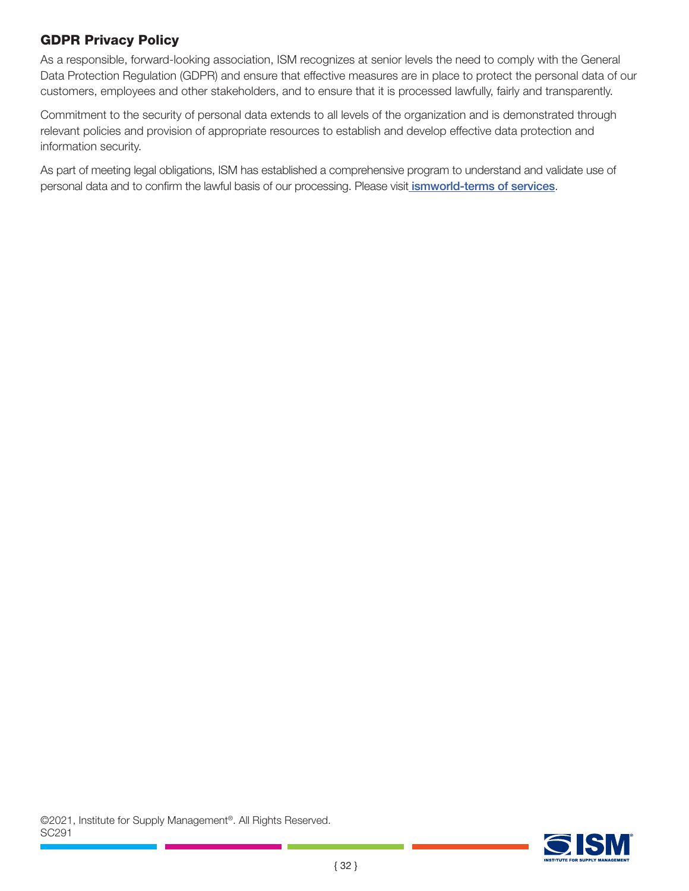## GDPR Privacy Policy

As a responsible, forward-looking association, ISM recognizes at senior levels the need to comply with the General Data Protection Regulation (GDPR) and ensure that effective measures are in place to protect the personal data of our customers, employees and other stakeholders, and to ensure that it is processed lawfully, fairly and transparently.

Commitment to the security of personal data extends to all levels of the organization and is demonstrated through relevant policies and provision of appropriate resources to establish and develop effective data protection and information security.

As part of meeting legal obligations, ISM has established a comprehensive program to understand and validate use of personal data and to confirm the lawful basis of our processing. Please visit **ismworld-terms of services**.

©2021, Institute for Supply Management®. All Rights Reserved.
SC291